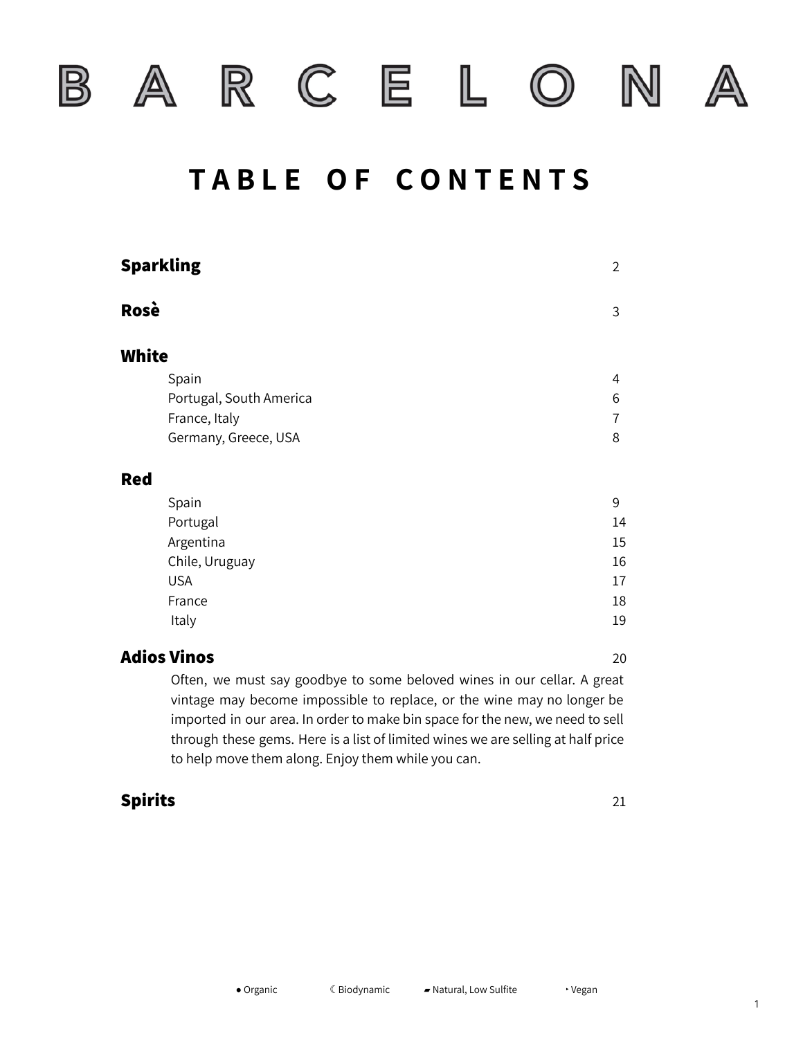# B A R C E L O N A

## T A B L E   O F   C O N T E N T S

| | |
|---|---|
| **Sparkling** | 2 |
| **Rosè** | 3 |
| **White** | |
| Spain | 4 |
| Portugal, South America | 6 |
| France, Italy | 7 |
| Germany, Greece, USA | 8 |
| **Red** | |
| Spain | 9 |
| Portugal | 14 |
| Argentina | 15 |
| Chile, Uruguay | 16 |
| USA | 17 |
| France | 18 |
| Italy | 19 |
| **Adios Vinos** | 20 |
| **Spirits** | 21 |

**Adios Vinos:** Often, we must say goodbye to some beloved wines in our cellar. A great vintage may become impossible to replace, or the wine may no longer be imported in our area. In order to make bin space for the new, we need to sell through these gems. Here is a list of limited wines we are selling at half price to help move them along. Enjoy them while you can.

● Organic ☾ Biodynamic ▰ Natural, Low Sulfite ‣ Vegan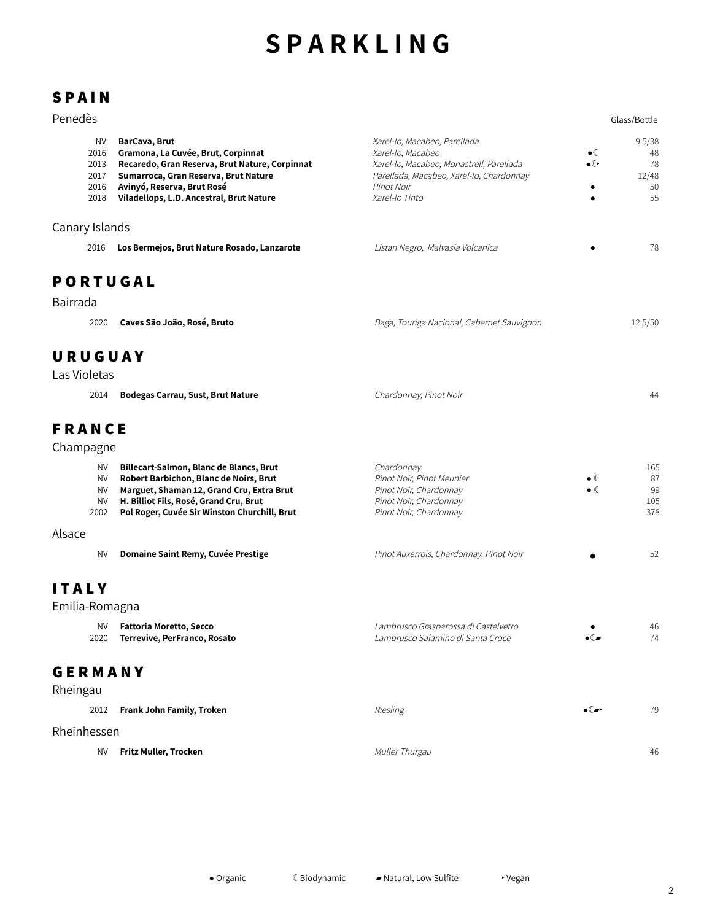# SPARKLING

## SPAIN

### Penedès

| Vintage | Wine | Grapes | | Glass/Bottle |
|---|---|---|---|---|
| NV | **BarCava, Brut** | *Xarel-lo, Macabeo, Parellada* | | 9.5/38 |
| 2016 | **Gramona, La Cuvée, Brut, Corpinnat** | *Xarel-lo, Macabeo* | ●☾ | 48 |
| 2013 | **Recaredo, Gran Reserva, Brut Nature, Corpinnat** | *Xarel-lo, Macabeo, Monastrell, Parellada* | ●☾‣ | 78 |
| 2017 | **Sumarroca, Gran Reserva, Brut Nature** | *Parellada, Macabeo, Xarel-lo, Chardonnay* | | 12/48 |
| 2016 | **Avinyó, Reserva, Brut Rosé** | *Pinot Noir* | ● | 50 |
| 2018 | **Viladellops, L.D. Ancestral, Brut Nature** | *Xarel-lo Tinto* | ● | 55 |

### Canary Islands

| Vintage | Wine | Grapes | | Price |
|---|---|---|---|---|
| 2016 | **Los Bermejos, Brut Nature Rosado, Lanzarote** | *Listan Negro, Malvasia Volcanica* | ● | 78 |

## PORTUGAL

### Bairrada

| Vintage | Wine | Grapes | | Price |
|---|---|---|---|---|
| 2020 | **Caves São João, Rosé, Bruto** | *Baga, Touriga Nacional, Cabernet Sauvignon* | | 12.5/50 |

## URUGUAY

### Las Violetas

| Vintage | Wine | Grapes | | Price |
|---|---|---|---|---|
| 2014 | **Bodegas Carrau, Sust, Brut Nature** | *Chardonnay, Pinot Noir* | | 44 |

## FRANCE

### Champagne

| Vintage | Wine | Grapes | | Price |
|---|---|---|---|---|
| NV | **Billecart-Salmon, Blanc de Blancs, Brut** | *Chardonnay* | | 165 |
| NV | **Robert Barbichon, Blanc de Noirs, Brut** | *Pinot Noir, Pinot Meunier* | ●☾ | 87 |
| NV | **Marguet, Shaman 12, Grand Cru, Extra Brut** | *Pinot Noir, Chardonnay* | ●☾ | 99 |
| NV | **H. Billiot Fils, Rosé, Grand Cru, Brut** | *Pinot Noir, Chardonnay* | | 105 |
| 2002 | **Pol Roger, Cuvée Sir Winston Churchill, Brut** | *Pinot Noir, Chardonnay* | | 378 |

### Alsace

| Vintage | Wine | Grapes | | Price |
|---|---|---|---|---|
| NV | **Domaine Saint Remy, Cuvée Prestige** | *Pinot Auxerrois, Chardonnay, Pinot Noir* | ● | 52 |

## ITALY

### Emilia-Romagna

| Vintage | Wine | Grapes | | Price |
|---|---|---|---|---|
| NV | **Fattoria Moretto, Secco** | *Lambrusco Grasparossa di Castelvetro* | ● | 46 |
| 2020 | **Terrevive, PerFranco, Rosato** | *Lambrusco Salamino di Santa Croce* | ●☾▰ | 74 |

## GERMANY

### Rheingau

| Vintage | Wine | Grapes | | Price |
|---|---|---|---|---|
| 2012 | **Frank John Family, Troken** | *Riesling* | ●☾▰‣ | 79 |

### Rheinhessen

| Vintage | Wine | Grapes | | Price |
|---|---|---|---|---|
| NV | **Fritz Muller, Trocken** | *Muller Thurgau* | | 46 |

● Organic ☾ Biodynamic ▰ Natural, Low Sulfite ‣ Vegan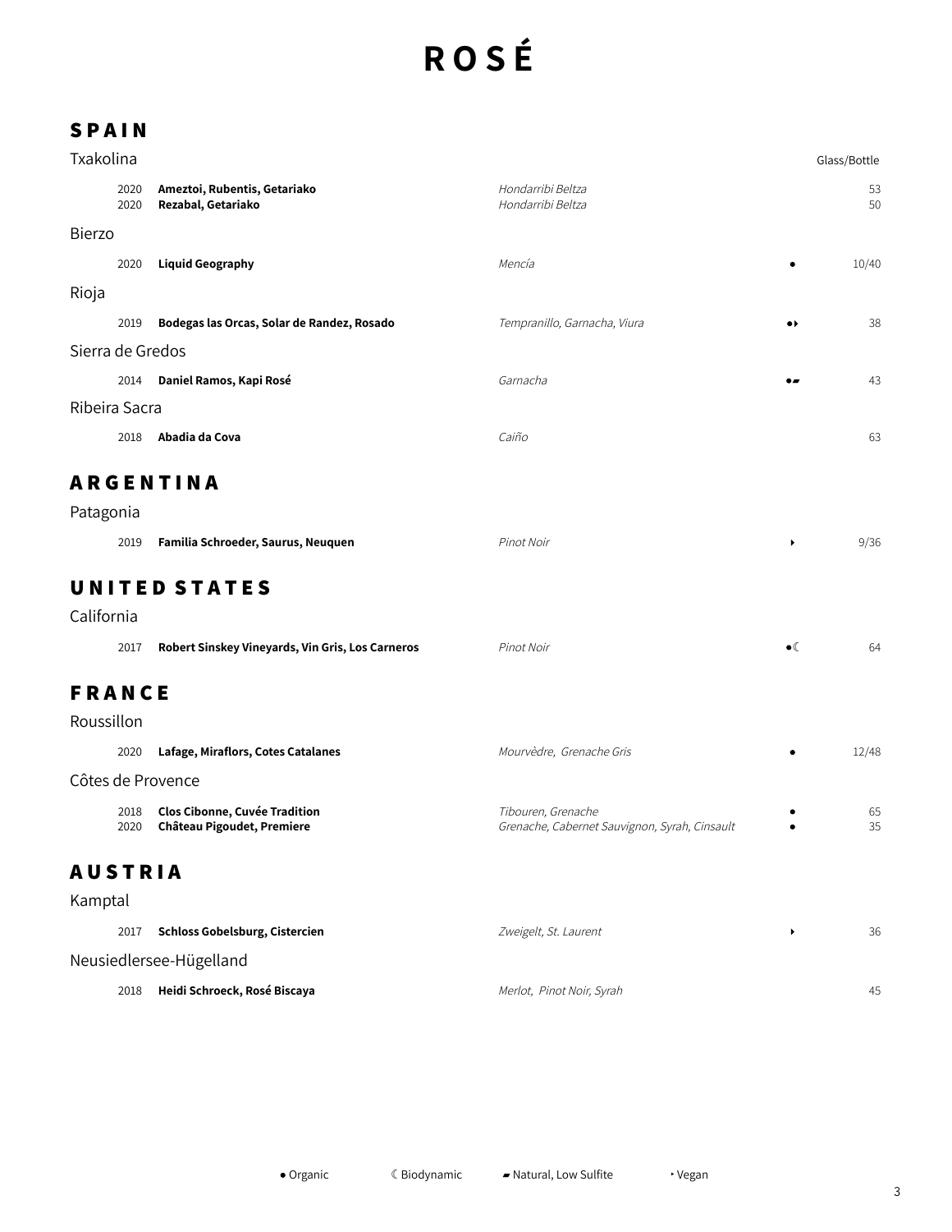# ROSÉ

## SPAIN

### Txakolina

| Vintage | Wine | Grape | | Glass/Bottle |
|---|---|---|---|---|
| 2020 | **Ameztoi, Rubentis, Getariako** | *Hondarribi Beltza* | | 53 |
| 2020 | **Rezabal, Getariako** | *Hondarribi Beltza* | | 50 |

### Bierzo

| Vintage | Wine | Grape | | Glass/Bottle |
|---|---|---|---|---|
| 2020 | **Liquid Geography** | *Mencía* | ● | 10/40 |

### Rioja

| Vintage | Wine | Grape | | Glass/Bottle |
|---|---|---|---|---|
| 2019 | **Bodegas las Orcas, Solar de Randez, Rosado** | *Tempranillo, Garnacha, Viura* | ●‣ | 38 |

### Sierra de Gredos

| Vintage | Wine | Grape | | Glass/Bottle |
|---|---|---|---|---|
| 2014 | **Daniel Ramos, Kapi Rosé** | *Garnacha* | ●▰ | 43 |

### Ribeira Sacra

| Vintage | Wine | Grape | | Glass/Bottle |
|---|---|---|---|---|
| 2018 | **Abadia da Cova** | *Caiño* | | 63 |

## ARGENTINA

### Patagonia

| Vintage | Wine | Grape | | Glass/Bottle |
|---|---|---|---|---|
| 2019 | **Familia Schroeder, Saurus, Neuquen** | *Pinot Noir* | ‣ | 9/36 |

## UNITED STATES

### California

| Vintage | Wine | Grape | | Glass/Bottle |
|---|---|---|---|---|
| 2017 | **Robert Sinskey Vineyards, Vin Gris, Los Carneros** | *Pinot Noir* | ●☾ | 64 |

## FRANCE

### Roussillon

| Vintage | Wine | Grape | | Glass/Bottle |
|---|---|---|---|---|
| 2020 | **Lafage, Miraflors, Cotes Catalanes** | *Mourvèdre, Grenache Gris* | ● | 12/48 |

### Côtes de Provence

| Vintage | Wine | Grape | | Glass/Bottle |
|---|---|---|---|---|
| 2018 | **Clos Cibonne, Cuvée Tradition** | *Tibouren, Grenache* | ● | 65 |
| 2020 | **Château Pigoudet, Premiere** | *Grenache, Cabernet Sauvignon, Syrah, Cinsault* | ● | 35 |

## AUSTRIA

### Kamptal

| Vintage | Wine | Grape | | Glass/Bottle |
|---|---|---|---|---|
| 2017 | **Schloss Gobelsburg, Cistercien** | *Zweigelt, St. Laurent* | ‣ | 36 |

### Neusiedlersee-Hügelland

| Vintage | Wine | Grape | | Glass/Bottle |
|---|---|---|---|---|
| 2018 | **Heidi Schroeck, Rosé Biscaya** | *Merlot, Pinot Noir, Syrah* | | 45 |

● Organic ☾ Biodynamic ▰ Natural, Low Sulfite ‣ Vegan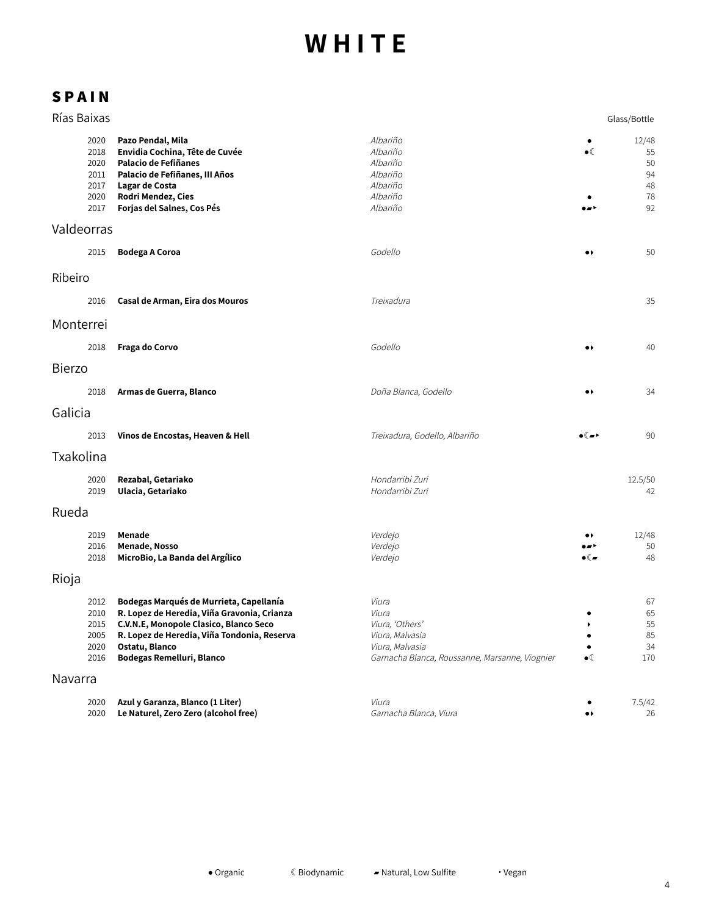# WHITE

## SPAIN

### Rías Baixas

| Vintage | Wine | Grape | | Glass/Bottle |
|---|---|---|---|---|
| 2020 | **Pazo Pendal, Mila** | *Albariño* | ● | 12/48 |
| 2018 | **Envidia Cochina, Tête de Cuvée** | *Albariño* | ●☾ | 55 |
| 2020 | **Palacio de Fefiñanes** | *Albariño* | | 50 |
| 2011 | **Palacio de Fefiñanes, III Años** | *Albariño* | | 94 |
| 2017 | **Lagar de Costa** | *Albariño* | | 48 |
| 2020 | **Rodri Mendez, Cies** | *Albariño* | ● | 78 |
| 2017 | **Forjas del Salnes, Cos Pés** | *Albariño* | ●▰‣ | 92 |

### Valdeorras

| Vintage | Wine | Grape | | Glass/Bottle |
|---|---|---|---|---|
| 2015 | **Bodega A Coroa** | *Godello* | ●‣ | 50 |

### Ribeiro

| Vintage | Wine | Grape | | Glass/Bottle |
|---|---|---|---|---|
| 2016 | **Casal de Arman, Eira dos Mouros** | *Treixadura* | | 35 |

### Monterrei

| Vintage | Wine | Grape | | Glass/Bottle |
|---|---|---|---|---|
| 2018 | **Fraga do Corvo** | *Godello* | ●‣ | 40 |

### Bierzo

| Vintage | Wine | Grape | | Glass/Bottle |
|---|---|---|---|---|
| 2018 | **Armas de Guerra, Blanco** | *Doña Blanca, Godello* | ●‣ | 34 |

### Galicia

| Vintage | Wine | Grape | | Glass/Bottle |
|---|---|---|---|---|
| 2013 | **Vinos de Encostas, Heaven & Hell** | *Treixadura, Godello, Albariño* | ●☾▰‣ | 90 |

### Txakolina

| Vintage | Wine | Grape | | Glass/Bottle |
|---|---|---|---|---|
| 2020 | **Rezabal, Getariako** | *Hondarribi Zuri* | | 12.5/50 |
| 2019 | **Ulacia, Getariako** | *Hondarribi Zuri* | | 42 |

### Rueda

| Vintage | Wine | Grape | | Glass/Bottle |
|---|---|---|---|---|
| 2019 | **Menade** | *Verdejo* | ●‣ | 12/48 |
| 2016 | **Menade, Nosso** | *Verdejo* | ●▰‣ | 50 |
| 2018 | **MicroBio, La Banda del Argílico** | *Verdejo* | ●☾▰ | 48 |

### Rioja

| Vintage | Wine | Grape | | Glass/Bottle |
|---|---|---|---|---|
| 2012 | **Bodegas Marqués de Murrieta, Capellanía** | *Viura* | | 67 |
| 2010 | **R. Lopez de Heredia, Viña Gravonia, Crianza** | *Viura* | ● | 65 |
| 2015 | **C.V.N.E, Monopole Clasico, Blanco Seco** | *Viura, 'Others'* | ‣ | 55 |
| 2005 | **R. Lopez de Heredia, Viña Tondonia, Reserva** | *Viura, Malvasia* | ● | 85 |
| 2020 | **Ostatu, Blanco** | *Viura, Malvasia* | ● | 34 |
| 2016 | **Bodegas Remelluri, Blanco** | *Garnacha Blanca, Roussanne, Marsanne, Viognier* | ●☾ | 170 |

### Navarra

| Vintage | Wine | Grape | | Glass/Bottle |
|---|---|---|---|---|
| 2020 | **Azul y Garanza, Blanco (1 Liter)** | *Viura* | ● | 7.5/42 |
| 2020 | **Le Naturel, Zero Zero (alcohol free)** | *Garnacha Blanca, Viura* | ●‣ | 26 |

● Organic ☾ Biodynamic ▰ Natural, Low Sulfite ‣ Vegan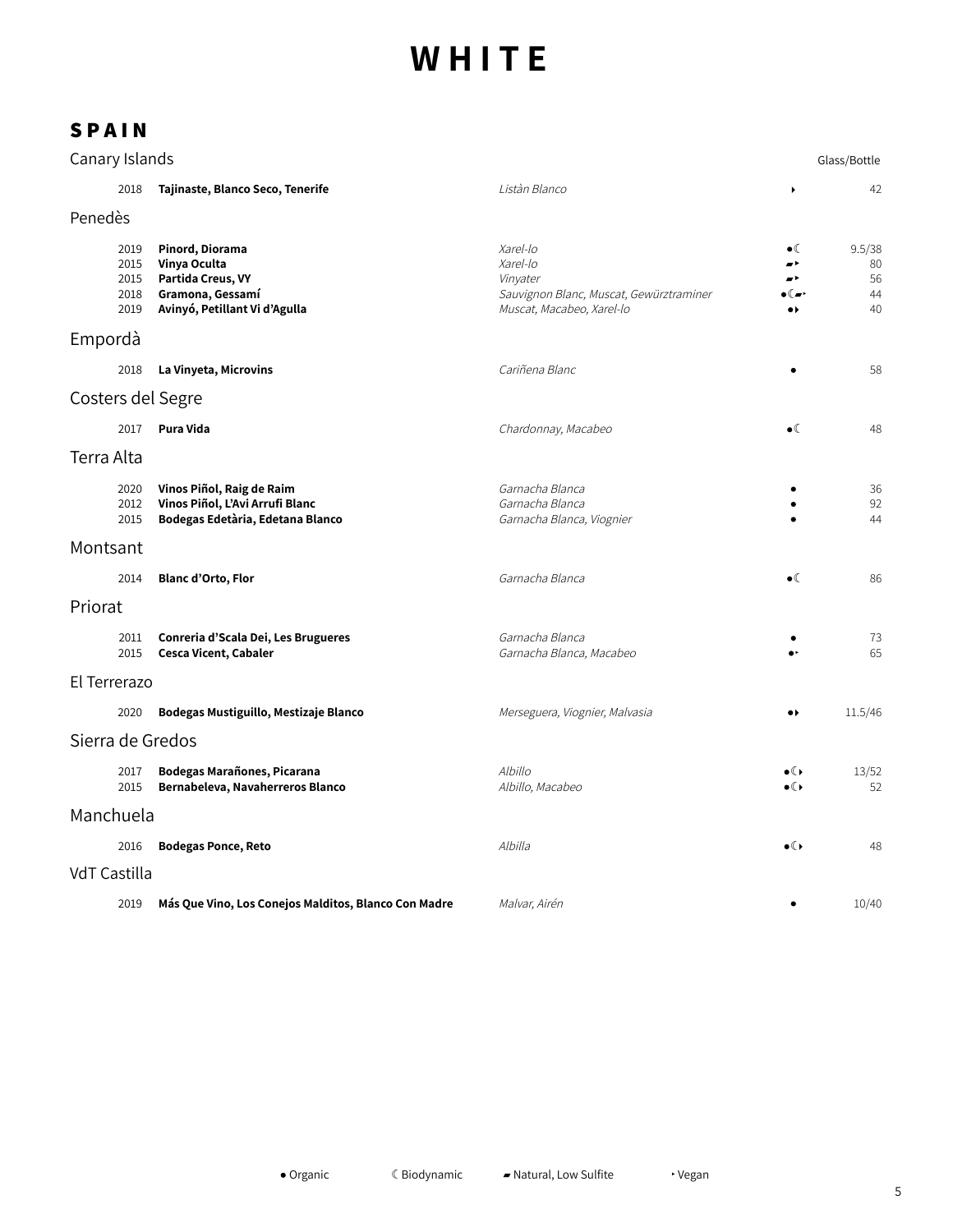# WHITE

## SPAIN

### Canary Islands

| Vintage | Wine | Grape | | Glass/Bottle |
|---|---|---|---|---|
| 2018 | **Tajinaste, Blanco Seco, Tenerife** | *Listàn Blanco* | ‣ | 42 |

### Penedès

| Vintage | Wine | Grape | | Glass/Bottle |
|---|---|---|---|---|
| 2019 | **Pinord, Diorama** | *Xarel-lo* | ●☾ | 9.5/38 |
| 2015 | **Vinya Oculta** | *Xarel-lo* | ▰‣ | 80 |
| 2015 | **Partida Creus, VY** | *Vinyater* | ▰‣ | 56 |
| 2018 | **Gramona, Gessamí** | *Sauvignon Blanc, Muscat, Gewürztraminer* | ●☾▰‣ | 44 |
| 2019 | **Avinyó, Petillant Vi d'Agulla** | *Muscat, Macabeo, Xarel-lo* | ●‣ | 40 |

### Empordà

| Vintage | Wine | Grape | | Glass/Bottle |
|---|---|---|---|---|
| 2018 | **La Vinyeta, Microvins** | *Cariñena Blanc* | ● | 58 |

### Costers del Segre

| Vintage | Wine | Grape | | Glass/Bottle |
|---|---|---|---|---|
| 2017 | **Pura Vida** | *Chardonnay, Macabeo* | ●☾ | 48 |

### Terra Alta

| Vintage | Wine | Grape | | Glass/Bottle |
|---|---|---|---|---|
| 2020 | **Vinos Piñol, Raig de Raim** | *Garnacha Blanca* | ● | 36 |
| 2012 | **Vinos Piñol, L'Avi Arrufi Blanc** | *Garnacha Blanca* | ● | 92 |
| 2015 | **Bodegas Edetària, Edetana Blanco** | *Garnacha Blanca, Viognier* | ● | 44 |

### Montsant

| Vintage | Wine | Grape | | Glass/Bottle |
|---|---|---|---|---|
| 2014 | **Blanc d'Orto, Flor** | *Garnacha Blanca* | ●☾ | 86 |

### Priorat

| Vintage | Wine | Grape | | Glass/Bottle |
|---|---|---|---|---|
| 2011 | **Conreria d'Scala Dei, Les Brugueres** | *Garnacha Blanca* | ● | 73 |
| 2015 | **Cesca Vicent, Cabaler** | *Garnacha Blanca, Macabeo* | ●‣ | 65 |

### El Terrerazo

| Vintage | Wine | Grape | | Glass/Bottle |
|---|---|---|---|---|
| 2020 | **Bodegas Mustiguillo, Mestizaje Blanco** | *Merseguera, Viognier, Malvasia* | ●‣ | 11.5/46 |

### Sierra de Gredos

| Vintage | Wine | Grape | | Glass/Bottle |
|---|---|---|---|---|
| 2017 | **Bodegas Marañones, Picarana** | *Albillo* | ●☾‣ | 13/52 |
| 2015 | **Bernabeleva, Navaherreros Blanco** | *Albillo, Macabeo* | ●☾‣ | 52 |

### Manchuela

| Vintage | Wine | Grape | | Glass/Bottle |
|---|---|---|---|---|
| 2016 | **Bodegas Ponce, Reto** | *Albilla* | ●☾‣ | 48 |

### VdT Castilla

| Vintage | Wine | Grape | | Glass/Bottle |
|---|---|---|---|---|
| 2019 | **Más Que Vino, Los Conejos Malditos, Blanco Con Madre** | *Malvar, Airén* | ● | 10/40 |

● Organic ☾ Biodynamic ▰ Natural, Low Sulfite ‣ Vegan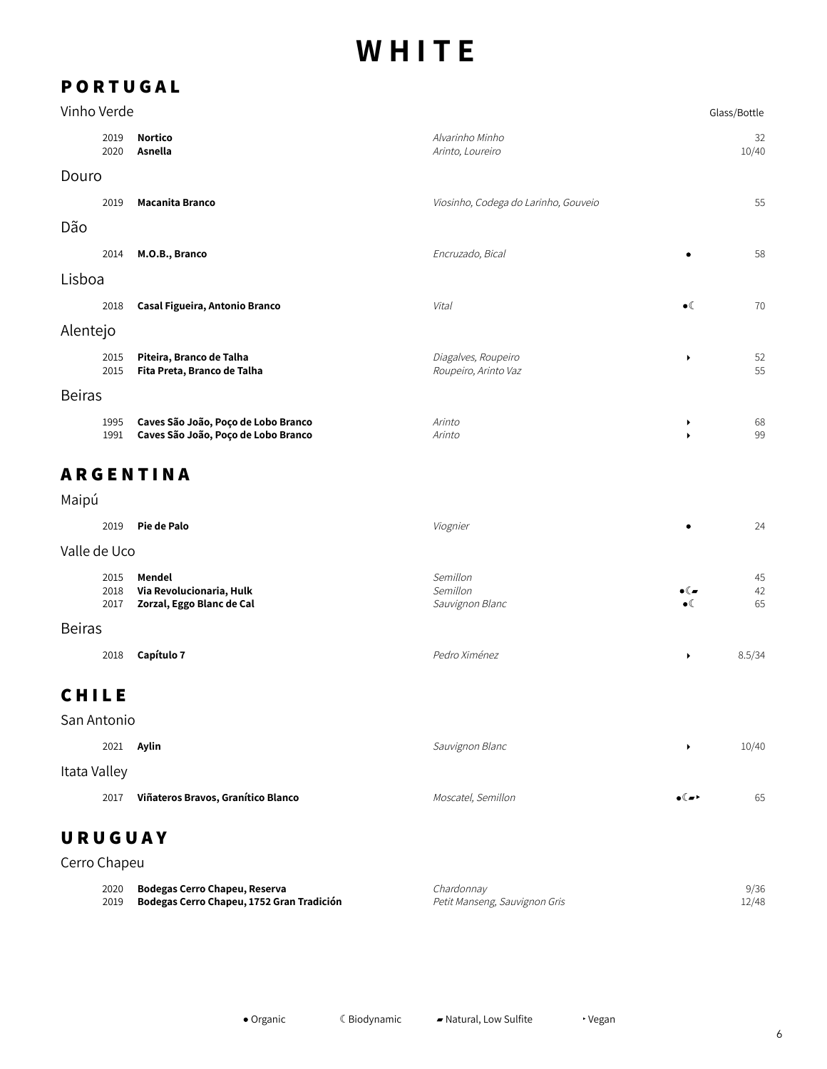# WHITE

## PORTUGAL

### Vinho Verde

| Year | Wine | Grapes | | Glass/Bottle |
|---|---|---|---|---|
| 2019 | **Nortico** | *Alvarinho Minho* | | 32 |
| 2020 | **Asnella** | *Arinto, Loureiro* | | 10/40 |

### Douro

| Year | Wine | Grapes | | Glass/Bottle |
|---|---|---|---|---|
| 2019 | **Macanita Branco** | *Viosinho, Codega do Larinho, Gouveio* | | 55 |

### Dão

| Year | Wine | Grapes | | Glass/Bottle |
|---|---|---|---|---|
| 2014 | **M.O.B., Branco** | *Encruzado, Bical* | ● | 58 |

### Lisboa

| Year | Wine | Grapes | | Glass/Bottle |
|---|---|---|---|---|
| 2018 | **Casal Figueira, Antonio Branco** | *Vital* | ●☾ | 70 |

### Alentejo

| Year | Wine | Grapes | | Glass/Bottle |
|---|---|---|---|---|
| 2015 | **Piteira, Branco de Talha** | *Diagalves, Roupeiro* | ‣ | 52 |
| 2015 | **Fita Preta, Branco de Talha** | *Roupeiro, Arinto Vaz* | | 55 |

### Beiras

| Year | Wine | Grapes | | Glass/Bottle |
|---|---|---|---|---|
| 1995 | **Caves São João, Poço de Lobo Branco** | *Arinto* | ‣ | 68 |
| 1991 | **Caves São João, Poço de Lobo Branco** | *Arinto* | ‣ | 99 |

## ARGENTINA

### Maipú

| Year | Wine | Grapes | | Glass/Bottle |
|---|---|---|---|---|
| 2019 | **Pie de Palo** | *Viognier* | ● | 24 |

### Valle de Uco

| Year | Wine | Grapes | | Glass/Bottle |
|---|---|---|---|---|
| 2015 | **Mendel** | *Semillon* | | 45 |
| 2018 | **Via Revolucionaria, Hulk** | *Semillon* | ●☾▰ | 42 |
| 2017 | **Zorzal, Eggo Blanc de Cal** | *Sauvignon Blanc* | ●☾ | 65 |

### Beiras

| Year | Wine | Grapes | | Glass/Bottle |
|---|---|---|---|---|
| 2018 | **Capítulo 7** | *Pedro Ximénez* | ‣ | 8.5/34 |

## CHILE

### San Antonio

| Year | Wine | Grapes | | Glass/Bottle |
|---|---|---|---|---|
| 2021 | **Aylin** | *Sauvignon Blanc* | ‣ | 10/40 |

### Itata Valley

| Year | Wine | Grapes | | Glass/Bottle |
|---|---|---|---|---|
| 2017 | **Viñateros Bravos, Granítico Blanco** | *Moscatel, Semillon* | ●☾▰‣ | 65 |

## URUGUAY

### Cerro Chapeu

| Year | Wine | Grapes | | Glass/Bottle |
|---|---|---|---|---|
| 2020 | **Bodegas Cerro Chapeu, Reserva** | *Chardonnay* | | 9/36 |
| 2019 | **Bodegas Cerro Chapeu, 1752 Gran Tradición** | *Petit Manseng, Sauvignon Gris* | | 12/48 |

● Organic ☾ Biodynamic ▰ Natural, Low Sulfite ‣ Vegan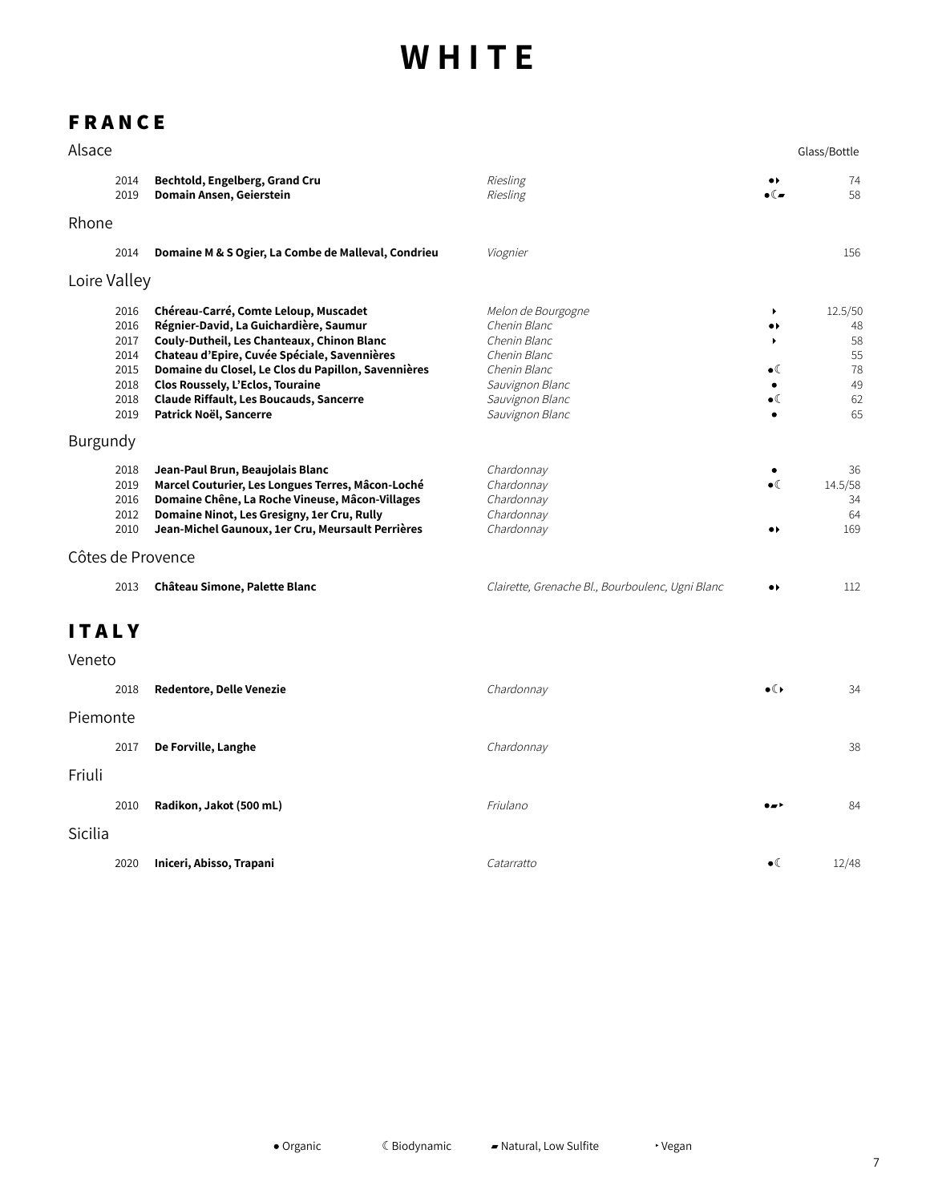# WHITE

## FRANCE

### Alsace

| Vintage | Wine | Grape | | Glass/Bottle |
|---|---|---|---|---|
| 2014 | **Bechtold, Engelberg, Grand Cru** | *Riesling* | ●‣ | 74 |
| 2019 | **Domain Ansen, Geierstein** | *Riesling* | ●☾▰ | 58 |

### Rhone

| Vintage | Wine | Grape | | Glass/Bottle |
|---|---|---|---|---|
| 2014 | **Domaine M & S Ogier, La Combe de Malleval, Condrieu** | *Viognier* | | 156 |

### Loire Valley

| Vintage | Wine | Grape | | Glass/Bottle |
|---|---|---|---|---|
| 2016 | **Chéreau-Carré, Comte Leloup, Muscadet** | *Melon de Bourgogne* | ‣ | 12.5/50 |
| 2016 | **Régnier-David, La Guichardière, Saumur** | *Chenin Blanc* | ●‣ | 48 |
| 2017 | **Couly-Dutheil, Les Chanteaux, Chinon Blanc** | *Chenin Blanc* | ‣ | 58 |
| 2014 | **Chateau d'Epire, Cuvée Spéciale, Savennières** | *Chenin Blanc* | | 55 |
| 2015 | **Domaine du Closel, Le Clos du Papillon, Savennières** | *Chenin Blanc* | ●☾ | 78 |
| 2018 | **Clos Roussely, L'Eclos, Touraine** | *Sauvignon Blanc* | ● | 49 |
| 2018 | **Claude Riffault, Les Boucauds, Sancerre** | *Sauvignon Blanc* | ●☾ | 62 |
| 2019 | **Patrick Noël, Sancerre** | *Sauvignon Blanc* | ● | 65 |

### Burgundy

| Vintage | Wine | Grape | | Glass/Bottle |
|---|---|---|---|---|
| 2018 | **Jean-Paul Brun, Beaujolais Blanc** | *Chardonnay* | ● | 36 |
| 2019 | **Marcel Couturier, Les Longues Terres, Mâcon-Loché** | *Chardonnay* | ●☾ | 14.5/58 |
| 2016 | **Domaine Chêne, La Roche Vineuse, Mâcon-Villages** | *Chardonnay* | | 34 |
| 2012 | **Domaine Ninot, Les Gresigny, 1er Cru, Rully** | *Chardonnay* | | 64 |
| 2010 | **Jean-Michel Gaunoux, 1er Cru, Meursault Perrières** | *Chardonnay* | ●‣ | 169 |

### Côtes de Provence

| Vintage | Wine | Grape | | Glass/Bottle |
|---|---|---|---|---|
| 2013 | **Château Simone, Palette Blanc** | *Clairette, Grenache Bl., Bourboulenc, Ugni Blanc* | ●‣ | 112 |

## ITALY

### Veneto

| Vintage | Wine | Grape | | Glass/Bottle |
|---|---|---|---|---|
| 2018 | **Redentore, Delle Venezie** | *Chardonnay* | ●☾‣ | 34 |

### Piemonte

| Vintage | Wine | Grape | | Glass/Bottle |
|---|---|---|---|---|
| 2017 | **De Forville, Langhe** | *Chardonnay* | | 38 |

### Friuli

| Vintage | Wine | Grape | | Glass/Bottle |
|---|---|---|---|---|
| 2010 | **Radikon, Jakot (500 mL)** | *Friulano* | ●▰‣ | 84 |

### Sicilia

| Vintage | Wine | Grape | | Glass/Bottle |
|---|---|---|---|---|
| 2020 | **Iniceri, Abisso, Trapani** | *Catarratto* | ●☾ | 12/48 |

● Organic ☾ Biodynamic ▰ Natural, Low Sulfite ‣ Vegan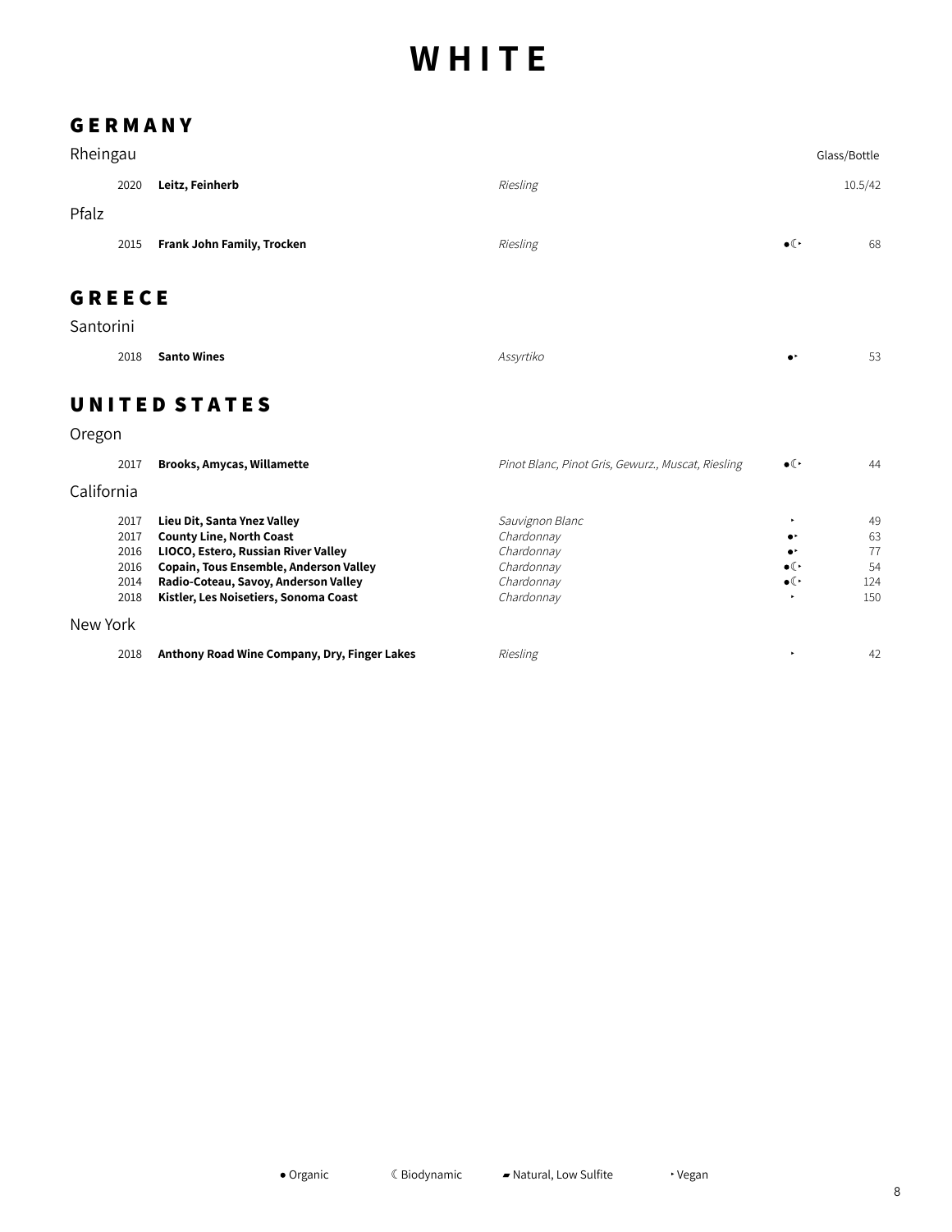# WHITE

## GERMANY

### Rheingau

| Vintage | Wine | Grape | Notes | Glass/Bottle |
|---|---|---|---|---|
| 2020 | **Leitz, Feinherb** | *Riesling* | | 10.5/42 |

### Pfalz

| Vintage | Wine | Grape | Notes | Price |
|---|---|---|---|---|
| 2015 | **Frank John Family, Trocken** | *Riesling* | ●☾‣ | 68 |

## GREECE

### Santorini

| Vintage | Wine | Grape | Notes | Price |
|---|---|---|---|---|
| 2018 | **Santo Wines** | *Assyrtiko* | ●‣ | 53 |

## UNITED STATES

### Oregon

| Vintage | Wine | Grape | Notes | Price |
|---|---|---|---|---|
| 2017 | **Brooks, Amycas, Willamette** | *Pinot Blanc, Pinot Gris, Gewurz., Muscat, Riesling* | ●☾‣ | 44 |

### California

| Vintage | Wine | Grape | Notes | Price |
|---|---|---|---|---|
| 2017 | **Lieu Dit, Santa Ynez Valley** | *Sauvignon Blanc* | ‣ | 49 |
| 2017 | **County Line, North Coast** | *Chardonnay* | ●‣ | 63 |
| 2016 | **LIOCO, Estero, Russian River Valley** | *Chardonnay* | ●‣ | 77 |
| 2016 | **Copain, Tous Ensemble, Anderson Valley** | *Chardonnay* | ●☾‣ | 54 |
| 2014 | **Radio-Coteau, Savoy, Anderson Valley** | *Chardonnay* | ●☾‣ | 124 |
| 2018 | **Kistler, Les Noisetiers, Sonoma Coast** | *Chardonnay* | ‣ | 150 |

### New York

| Vintage | Wine | Grape | Notes | Price |
|---|---|---|---|---|
| 2018 | **Anthony Road Wine Company, Dry, Finger Lakes** | *Riesling* | ‣ | 42 |

● Organic ☾ Biodynamic ▰ Natural, Low Sulfite ‣ Vegan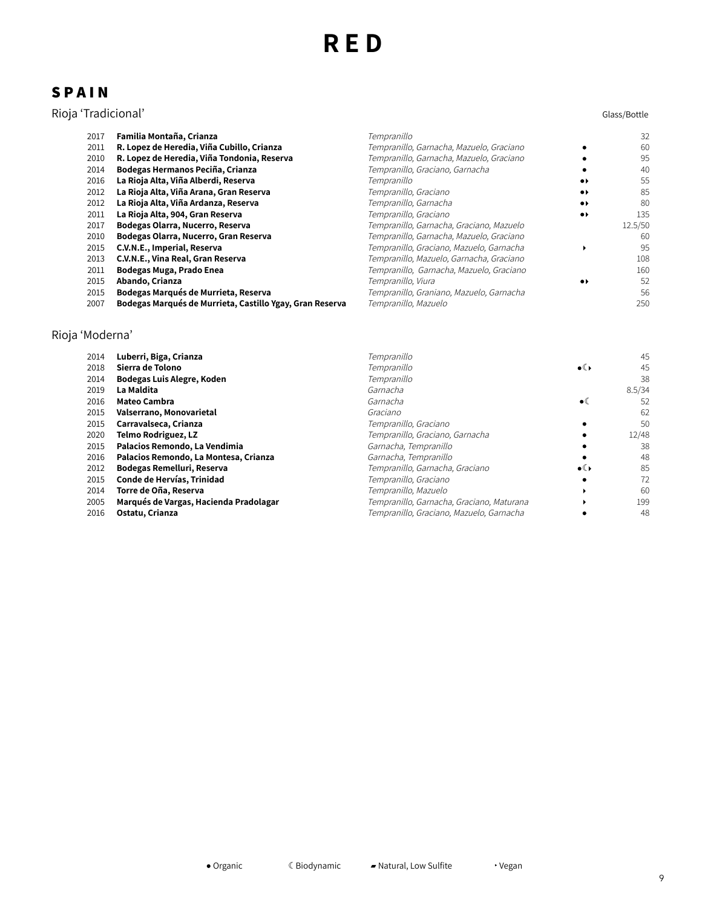# RED

## SPAIN

### Rioja 'Tradicional'

| | | | | Glass/Bottle |
|---|---|---|---|---|
| 2017 | **Familia Montaña, Crianza** | *Tempranillo* | | 32 |
| 2011 | **R. Lopez de Heredia, Viña Cubillo, Crianza** | *Tempranillo, Garnacha, Mazuelo, Graciano* | ● | 60 |
| 2010 | **R. Lopez de Heredia, Viña Tondonia, Reserva** | *Tempranillo, Garnacha, Mazuelo, Graciano* | ● | 95 |
| 2014 | **Bodegas Hermanos Peciña, Crianza** | *Tempranillo, Graciano, Garnacha* | ● | 40 |
| 2016 | **La Rioja Alta, Viña Alberdi, Reserva** | *Tempranillo* | ●‣ | 55 |
| 2012 | **La Rioja Alta, Viña Arana, Gran Reserva** | *Tempranillo, Graciano* | ●‣ | 85 |
| 2012 | **La Rioja Alta, Viña Ardanza, Reserva** | *Tempranillo, Garnacha* | ●‣ | 80 |
| 2011 | **La Rioja Alta, 904, Gran Reserva** | *Tempranillo, Graciano* | ●‣ | 135 |
| 2017 | **Bodegas Olarra, Nucerro, Reserva** | *Tempranillo, Garnacha, Graciano, Mazuelo* | | 12.5/50 |
| 2010 | **Bodegas Olarra, Nucerro, Gran Reserva** | *Tempranillo, Garnacha, Mazuelo, Graciano* | | 60 |
| 2015 | **C.V.N.E., Imperial, Reserva** | *Tempranillo, Graciano, Mazuelo, Garnacha* | ‣ | 95 |
| 2013 | **C.V.N.E., Vina Real, Gran Reserva** | *Tempranillo, Mazuelo, Garnacha, Graciano* | | 108 |
| 2011 | **Bodegas Muga, Prado Enea** | *Tempranillo, Garnacha, Mazuelo, Graciano* | | 160 |
| 2015 | **Abando, Crianza** | *Tempranillo, Viura* | ●‣ | 52 |
| 2015 | **Bodegas Marqués de Murrieta, Reserva** | *Tempranillo, Graniano, Mazuelo, Garnacha* | | 56 |
| 2007 | **Bodegas Marqués de Murrieta, Castillo Ygay, Gran Reserva** | *Tempranillo, Mazuelo* | | 250 |

### Rioja 'Moderna'

| | | | | |
|---|---|---|---|---|
| 2014 | **Luberri, Biga, Crianza** | *Tempranillo* | | 45 |
| 2018 | **Sierra de Tolono** | *Tempranillo* | ●☾‣ | 45 |
| 2014 | **Bodegas Luis Alegre, Koden** | *Tempranillo* | | 38 |
| 2019 | **La Maldita** | *Garnacha* | | 8.5/34 |
| 2016 | **Mateo Cambra** | *Garnacha* | ●☾ | 52 |
| 2015 | **Valserrano, Monovarietal** | *Graciano* | | 62 |
| 2015 | **Carravalseca, Crianza** | *Tempranillo, Graciano* | ● | 50 |
| 2020 | **Telmo Rodriguez, LZ** | *Tempranillo, Graciano, Garnacha* | ● | 12/48 |
| 2015 | **Palacios Remondo, La Vendimia** | *Garnacha, Tempranillo* | ● | 38 |
| 2016 | **Palacios Remondo, La Montesa, Crianza** | *Garnacha, Tempranillo* | ● | 48 |
| 2012 | **Bodegas Remelluri, Reserva** | *Tempranillo, Garnacha, Graciano* | ●☾‣ | 85 |
| 2015 | **Conde de Hervías, Trinidad** | *Tempranillo, Graciano* | ● | 72 |
| 2014 | **Torre de Oña, Reserva** | *Tempranillo, Mazuelo* | ‣ | 60 |
| 2005 | **Marqués de Vargas, Hacienda Pradolagar** | *Tempranillo, Garnacha, Graciano, Maturana* | ‣ | 199 |
| 2016 | **Ostatu, Crianza** | *Tempranillo, Graciano, Mazuelo, Garnacha* | ● | 48 |

● Organic ☾ Biodynamic ▰ Natural, Low Sulfite ‣ Vegan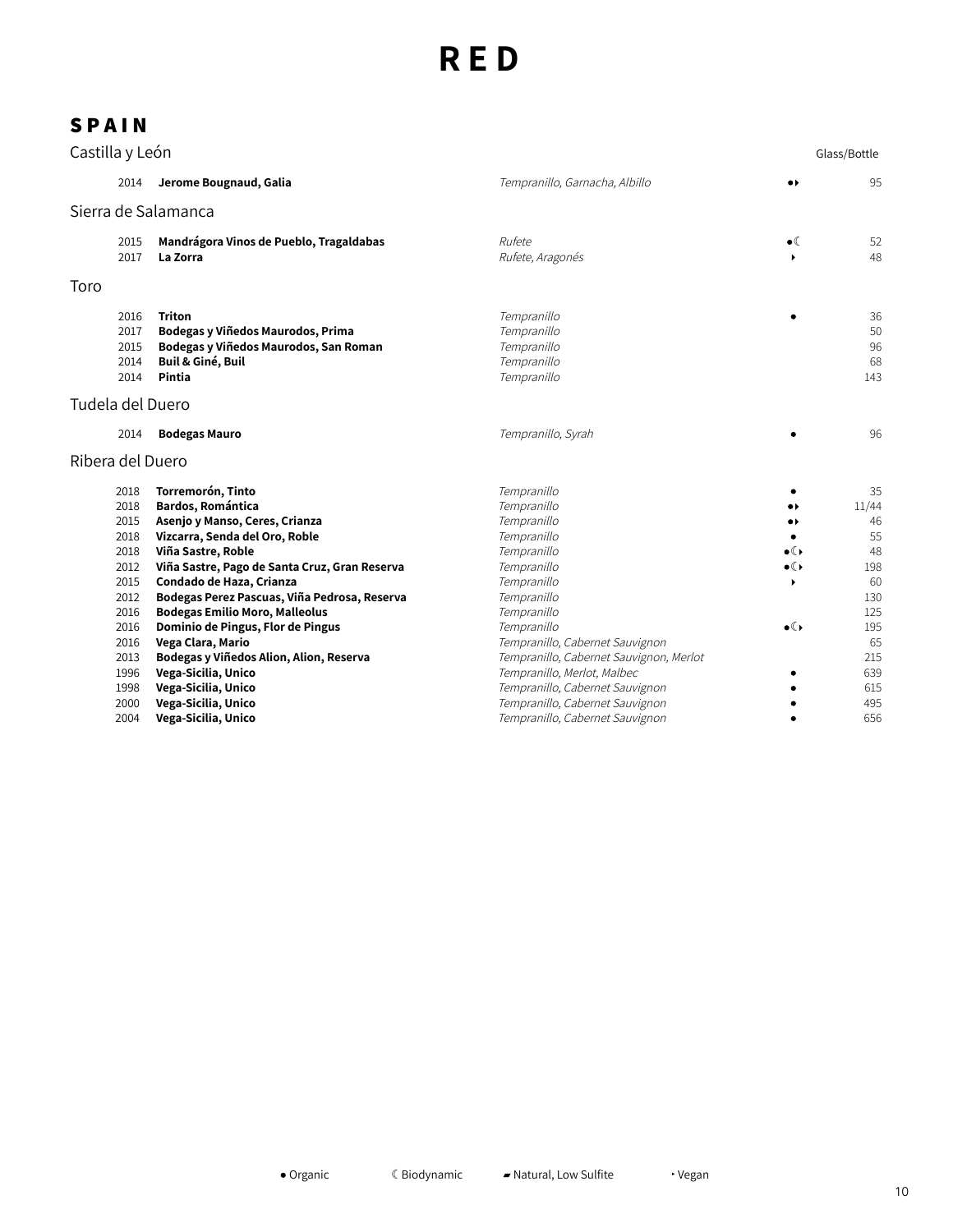# RED

## SPAIN

### Castilla y León

| Vintage | Wine | Grape | | Glass/Bottle |
|---|---|---|---|---|
| 2014 | **Jerome Bougnaud, Galia** | *Tempranillo, Garnacha, Albillo* | ●‣ | 95 |

### Sierra de Salamanca

| Vintage | Wine | Grape | | Glass/Bottle |
|---|---|---|---|---|
| 2015 | **Mandrágora Vinos de Pueblo, Tragaldabas** | *Rufete* | ●☾ | 52 |
| 2017 | **La Zorra** | *Rufete, Aragonés* | ‣ | 48 |

### Toro

| Vintage | Wine | Grape | | Glass/Bottle |
|---|---|---|---|---|
| 2016 | **Triton** | *Tempranillo* | ● | 36 |
| 2017 | **Bodegas y Viñedos Maurodos, Prima** | *Tempranillo* | | 50 |
| 2015 | **Bodegas y Viñedos Maurodos, San Roman** | *Tempranillo* | | 96 |
| 2014 | **Buil & Giné, Buil** | *Tempranillo* | | 68 |
| 2014 | **Pintia** | *Tempranillo* | | 143 |

### Tudela del Duero

| Vintage | Wine | Grape | | Glass/Bottle |
|---|---|---|---|---|
| 2014 | **Bodegas Mauro** | *Tempranillo, Syrah* | ● | 96 |

### Ribera del Duero

| Vintage | Wine | Grape | | Glass/Bottle |
|---|---|---|---|---|
| 2018 | **Torremorón, Tinto** | *Tempranillo* | ● | 35 |
| 2018 | **Bardos, Romántica** | *Tempranillo* | ●‣ | 11/44 |
| 2015 | **Asenjo y Manso, Ceres, Crianza** | *Tempranillo* | ●‣ | 46 |
| 2018 | **Vizcarra, Senda del Oro, Roble** | *Tempranillo* | ● | 55 |
| 2018 | **Viña Sastre, Roble** | *Tempranillo* | ●☾‣ | 48 |
| 2012 | **Viña Sastre, Pago de Santa Cruz, Gran Reserva** | *Tempranillo* | ●☾‣ | 198 |
| 2015 | **Condado de Haza, Crianza** | *Tempranillo* | ‣ | 60 |
| 2012 | **Bodegas Perez Pascuas, Viña Pedrosa, Reserva** | *Tempranillo* | | 130 |
| 2016 | **Bodegas Emilio Moro, Malleolus** | *Tempranillo* | | 125 |
| 2016 | **Dominio de Pingus, Flor de Pingus** | *Tempranillo* | ●☾‣ | 195 |
| 2016 | **Vega Clara, Mario** | *Tempranillo, Cabernet Sauvignon* | | 65 |
| 2013 | **Bodegas y Viñedos Alion, Alion, Reserva** | *Tempranillo, Cabernet Sauvignon, Merlot* | | 215 |
| 1996 | **Vega-Sicilia, Unico** | *Tempranillo, Merlot, Malbec* | ● | 639 |
| 1998 | **Vega-Sicilia, Unico** | *Tempranillo, Cabernet Sauvignon* | ● | 615 |
| 2000 | **Vega-Sicilia, Unico** | *Tempranillo, Cabernet Sauvignon* | ● | 495 |
| 2004 | **Vega-Sicilia, Unico** | *Tempranillo, Cabernet Sauvignon* | ● | 656 |

● Organic ☾ Biodynamic ▰ Natural, Low Sulfite ‣ Vegan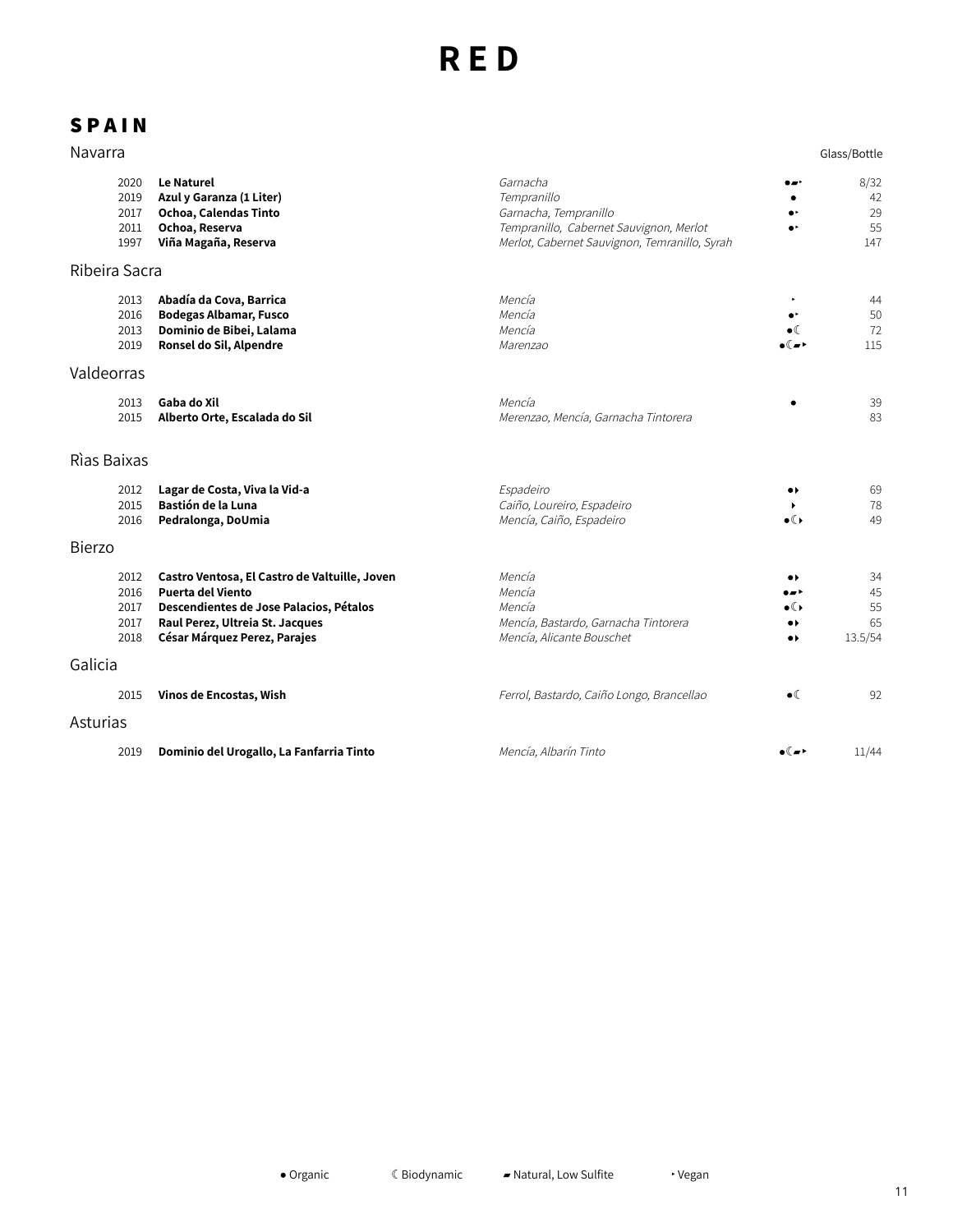# RED

## SPAIN

### Navarra

| Vintage | Wine | Grapes | | Glass/Bottle |
|---|---|---|---|---|
| 2020 | **Le Naturel** | *Garnacha* | ●▰‣ | 8/32 |
| 2019 | **Azul y Garanza (1 Liter)** | *Tempranillo* | ● | 42 |
| 2017 | **Ochoa, Calendas Tinto** | *Garnacha, Tempranillo* | ●‣ | 29 |
| 2011 | **Ochoa, Reserva** | *Tempranillo, Cabernet Sauvignon, Merlot* | ●‣ | 55 |
| 1997 | **Viña Magaña, Reserva** | *Merlot, Cabernet Sauvignon, Temranillo, Syrah* | | 147 |

### Ribeira Sacra

| Vintage | Wine | Grapes | | Price |
|---|---|---|---|---|
| 2013 | **Abadía da Cova, Barrica** | *Mencía* | ‣ | 44 |
| 2016 | **Bodegas Albamar, Fusco** | *Mencía* | ●‣ | 50 |
| 2013 | **Dominio de Bibei, Lalama** | *Mencía* | ●☾ | 72 |
| 2019 | **Ronsel do Sil, Alpendre** | *Marenzao* | ●☾▰‣ | 115 |

### Valdeorras

| Vintage | Wine | Grapes | | Price |
|---|---|---|---|---|
| 2013 | **Gaba do Xil** | *Mencía* | ● | 39 |
| 2015 | **Alberto Orte, Escalada do Sil** | *Merenzao, Mencía, Garnacha Tintorera* | | 83 |

### Rìas Baixas

| Vintage | Wine | Grapes | | Price |
|---|---|---|---|---|
| 2012 | **Lagar de Costa, Viva la Vid-a** | *Espadeiro* | ●‣ | 69 |
| 2015 | **Bastión de la Luna** | *Caiño, Loureiro, Espadeiro* | ‣ | 78 |
| 2016 | **Pedralonga, DoUmia** | *Mencía, Caiño, Espadeiro* | ●☾‣ | 49 |

### Bierzo

| Vintage | Wine | Grapes | | Price |
|---|---|---|---|---|
| 2012 | **Castro Ventosa, El Castro de Valtuille, Joven** | *Mencía* | ●‣ | 34 |
| 2016 | **Puerta del Viento** | *Mencía* | ●▰‣ | 45 |
| 2017 | **Descendientes de Jose Palacios, Pétalos** | *Mencía* | ●☾‣ | 55 |
| 2017 | **Raul Perez, Ultreia St. Jacques** | *Mencía, Bastardo, Garnacha Tintorera* | ●‣ | 65 |
| 2018 | **César Márquez Perez, Parajes** | *Mencía, Alicante Bouschet* | ●‣ | 13.5/54 |

### Galicia

| Vintage | Wine | Grapes | | Price |
|---|---|---|---|---|
| 2015 | **Vinos de Encostas, Wish** | *Ferrol, Bastardo, Caiño Longo, Brancellao* | ●☾ | 92 |

### Asturias

| Vintage | Wine | Grapes | | Price |
|---|---|---|---|---|
| 2019 | **Dominio del Urogallo, La Fanfarria Tinto** | *Mencía, Albarín Tinto* | ●☾▰‣ | 11/44 |

● Organic ☾ Biodynamic ▰ Natural, Low Sulfite ‣ Vegan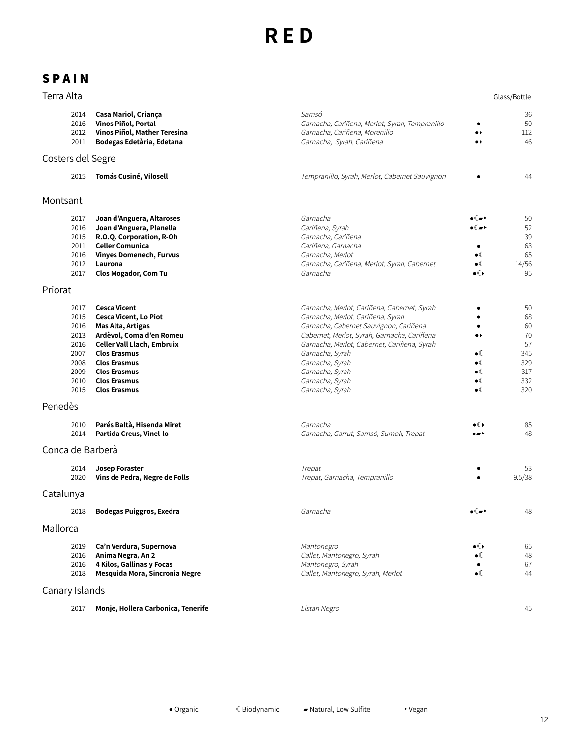# RED

## SPAIN

### Terra Alta

| Vintage | Wine | Grapes | | Glass/Bottle |
|---|---|---|---|---|
| 2014 | **Casa Mariol, Criança** | *Samsó* | | 36 |
| 2016 | **Vinos Piñol, Portal** | *Garnacha, Cariñena, Merlot, Syrah, Tempranillo* | ● | 50 |
| 2012 | **Vinos Piñol, Mather Teresina** | *Garnacha, Cariñena, Morenillo* | ●‣ | 112 |
| 2011 | **Bodegas Edetària, Edetana** | *Garnacha, Syrah, Cariñena* | ●‣ | 46 |

### Costers del Segre

| Vintage | Wine | Grapes | | Glass/Bottle |
|---|---|---|---|---|
| 2015 | **Tomás Cusiné, Vilosell** | *Tempranillo, Syrah, Merlot, Cabernet Sauvignon* | ● | 44 |

### Montsant

| Vintage | Wine | Grapes | | Glass/Bottle |
|---|---|---|---|---|
| 2017 | **Joan d'Anguera, Altaroses** | *Garnacha* | ●☾▰‣ | 50 |
| 2016 | **Joan d'Anguera, Planella** | *Cariñena, Syrah* | ●☾▰‣ | 52 |
| 2015 | **R.O.Q. Corporation, R-Oh** | *Garnacha, Cariñena* | | 39 |
| 2011 | **Celler Comunica** | *Cariñena, Garnacha* | ● | 63 |
| 2016 | **Vinyes Domenech, Furvus** | *Garnacha, Merlot* | ●☾ | 65 |
| 2012 | **Laurona** | *Garnacha, Cariñena, Merlot, Syrah, Cabernet* | ●☾ | 14/56 |
| 2017 | **Clos Mogador, Com Tu** | *Garnacha* | ●☾‣ | 95 |

### Priorat

| Vintage | Wine | Grapes | | Glass/Bottle |
|---|---|---|---|---|
| 2017 | **Cesca Vicent** | *Garnacha, Merlot, Cariñena, Cabernet, Syrah* | ● | 50 |
| 2015 | **Cesca Vicent, Lo Piot** | *Garnacha, Merlot, Cariñena, Syrah* | ● | 68 |
| 2016 | **Mas Alta, Artigas** | *Garnacha, Cabernet Sauvignon, Cariñena* | ● | 60 |
| 2013 | **Ardèvol, Coma d'en Romeu** | *Cabernet, Merlot, Syrah, Garnacha, Cariñena* | ●‣ | 70 |
| 2016 | **Celler Vall Llach, Embruix** | *Garnacha, Merlot, Cabernet, Cariñena, Syrah* | | 57 |
| 2007 | **Clos Erasmus** | *Garnacha, Syrah* | ●☾ | 345 |
| 2008 | **Clos Erasmus** | *Garnacha, Syrah* | ●☾ | 329 |
| 2009 | **Clos Erasmus** | *Garnacha, Syrah* | ●☾ | 317 |
| 2010 | **Clos Erasmus** | *Garnacha, Syrah* | ●☾ | 332 |
| 2015 | **Clos Erasmus** | *Garnacha, Syrah* | ●☾ | 320 |

### Penedès

| Vintage | Wine | Grapes | | Glass/Bottle |
|---|---|---|---|---|
| 2010 | **Parés Baltà, Hisenda Miret** | *Garnacha* | ●☾‣ | 85 |
| 2014 | **Partida Creus, Vinel-lo** | *Garnacha, Garrut, Samsó, Sumoll, Trepat* | ●▰‣ | 48 |

### Conca de Barberà

| Vintage | Wine | Grapes | | Glass/Bottle |
|---|---|---|---|---|
| 2014 | **Josep Foraster** | *Trepat* | ● | 53 |
| 2020 | **Vins de Pedra, Negre de Folls** | *Trepat, Garnacha, Tempranillo* | ● | 9.5/38 |

### Catalunya

| Vintage | Wine | Grapes | | Glass/Bottle |
|---|---|---|---|---|
| 2018 | **Bodegas Puiggros, Exedra** | *Garnacha* | ●☾▰‣ | 48 |

### Mallorca

| Vintage | Wine | Grapes | | Glass/Bottle |
|---|---|---|---|---|
| 2019 | **Ca'n Verdura, Supernova** | *Mantonegro* | ●☾‣ | 65 |
| 2016 | **Anima Negra, An 2** | *Callet, Mantonegro, Syrah* | ●☾ | 48 |
| 2016 | **4 Kilos, Gallinas y Focas** | *Mantonegro, Syrah* | ● | 67 |
| 2018 | **Mesquida Mora, Sincronia Negre** | *Callet, Mantonegro, Syrah, Merlot* | ●☾ | 44 |

### Canary Islands

| Vintage | Wine | Grapes | | Glass/Bottle |
|---|---|---|---|---|
| 2017 | **Monje, Hollera Carbonica, Tenerife** | *Listan Negro* | | 45 |

● Organic ☾ Biodynamic ▰ Natural, Low Sulfite ‣ Vegan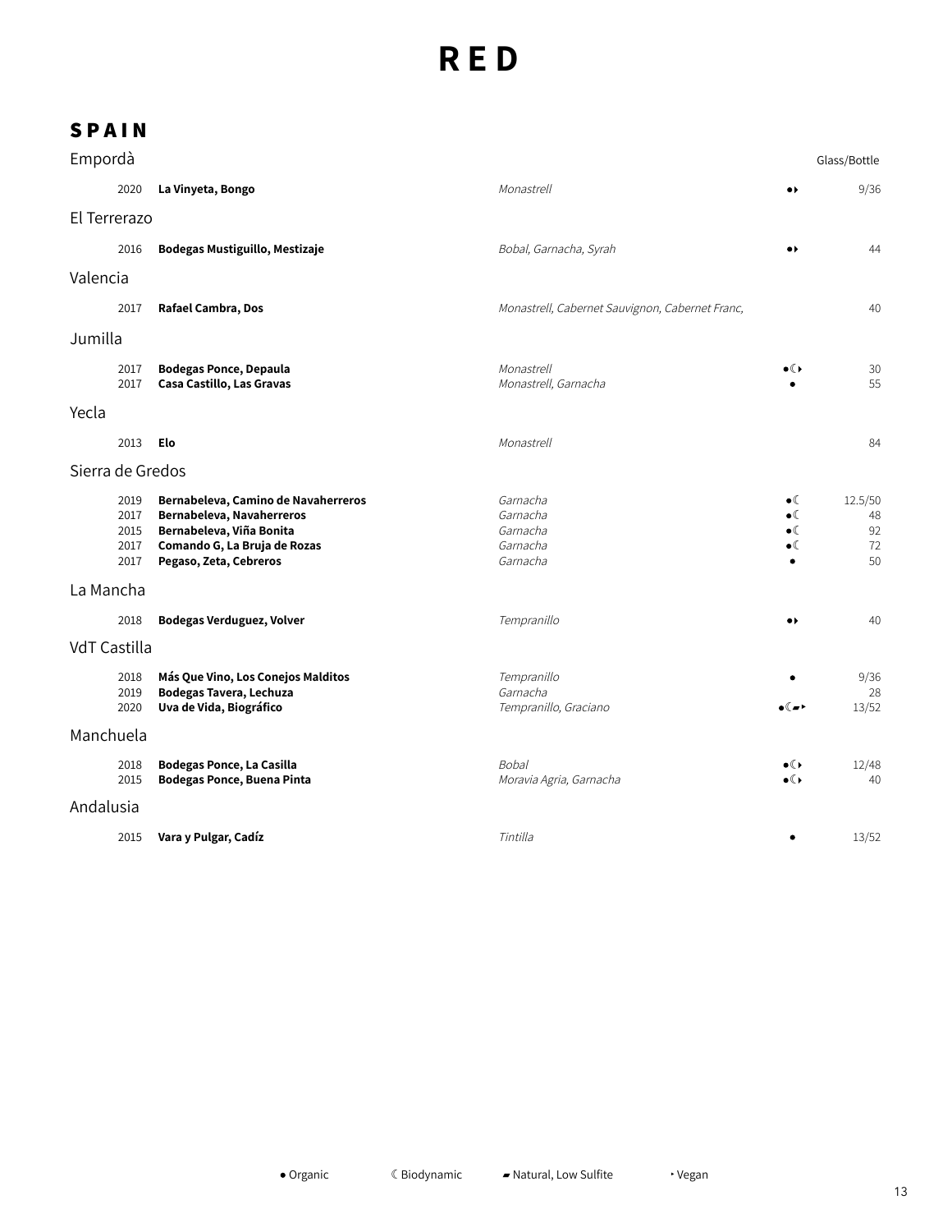# RED

## SPAIN

### Empordà

| | | | | Glass/Bottle |
|---|---|---|---|---|
| 2020 | **La Vinyeta, Bongo** | *Monastrell* | ●‣ | 9/36 |

### El Terrerazo

| | | | | |
|---|---|---|---|---|
| 2016 | **Bodegas Mustiguillo, Mestizaje** | *Bobal, Garnacha, Syrah* | ●‣ | 44 |

### Valencia

| | | | | |
|---|---|---|---|---|
| 2017 | **Rafael Cambra, Dos** | *Monastrell, Cabernet Sauvignon, Cabernet Franc,* | | 40 |

### Jumilla

| | | | | |
|---|---|---|---|---|
| 2017 | **Bodegas Ponce, Depaula** | *Monastrell* | ●☾‣ | 30 |
| 2017 | **Casa Castillo, Las Gravas** | *Monastrell, Garnacha* | ● | 55 |

### Yecla

| | | | | |
|---|---|---|---|---|
| 2013 | **Elo** | *Monastrell* | | 84 |

### Sierra de Gredos

| | | | | |
|---|---|---|---|---|
| 2019 | **Bernabeleva, Camino de Navaherreros** | *Garnacha* | ●☾ | 12.5/50 |
| 2017 | **Bernabeleva, Navaherreros** | *Garnacha* | ●☾ | 48 |
| 2015 | **Bernabeleva, Viña Bonita** | *Garnacha* | ●☾ | 92 |
| 2017 | **Comando G, La Bruja de Rozas** | *Garnacha* | ●☾ | 72 |
| 2017 | **Pegaso, Zeta, Cebreros** | *Garnacha* | ● | 50 |

### La Mancha

| | | | | |
|---|---|---|---|---|
| 2018 | **Bodegas Verduguez, Volver** | *Tempranillo* | ●‣ | 40 |

### VdT Castilla

| | | | | |
|---|---|---|---|---|
| 2018 | **Más Que Vino, Los Conejos Malditos** | *Tempranillo* | ● | 9/36 |
| 2019 | **Bodegas Tavera, Lechuza** | *Garnacha* | | 28 |
| 2020 | **Uva de Vida, Biográfico** | *Tempranillo, Graciano* | ●☾▰‣ | 13/52 |

### Manchuela

| | | | | |
|---|---|---|---|---|
| 2018 | **Bodegas Ponce, La Casilla** | *Bobal* | ●☾‣ | 12/48 |
| 2015 | **Bodegas Ponce, Buena Pinta** | *Moravia Agria, Garnacha* | ●☾‣ | 40 |

### Andalusia

| | | | | |
|---|---|---|---|---|
| 2015 | **Vara y Pulgar, Cadíz** | *Tintilla* | ● | 13/52 |

● Organic ☾ Biodynamic ▰ Natural, Low Sulfite ‣ Vegan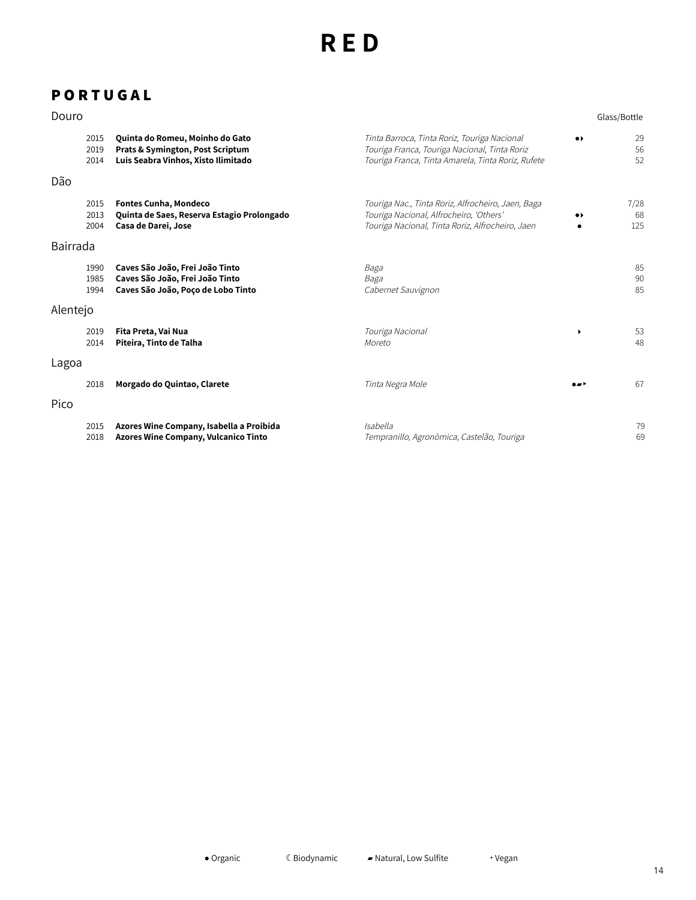# RED

## PORTUGAL

### Douro

| Vintage | Wine | Grapes | | Glass/Bottle |
|---|---|---|---|---|
| 2015 | **Quinta do Romeu, Moinho do Gato** | *Tinta Barroca, Tinta Roriz, Touriga Nacional* | ●‣ | 29 |
| 2019 | **Prats & Symington, Post Scriptum** | *Touriga Franca, Touriga Nacional, Tinta Roriz* | | 56 |
| 2014 | **Luis Seabra Vinhos, Xisto Ilimitado** | *Touriga Franca, Tinta Amarela, Tinta Roriz, Rufete* | | 52 |

### Dão

| Vintage | Wine | Grapes | | Glass/Bottle |
|---|---|---|---|---|
| 2015 | **Fontes Cunha, Mondeco** | *Touriga Nac., Tinta Roriz, Alfrocheiro, Jaen, Baga* | | 7/28 |
| 2013 | **Quinta de Saes, Reserva Estagio Prolongado** | *Touriga Nacional, Alfrocheiro, 'Others'* | ●‣ | 68 |
| 2004 | **Casa de Darei, Jose** | *Touriga Nacional, Tinta Roriz, Alfrocheiro, Jaen* | ● | 125 |

### Bairrada

| Vintage | Wine | Grapes | | Glass/Bottle |
|---|---|---|---|---|
| 1990 | **Caves São João, Frei João Tinto** | *Baga* | | 85 |
| 1985 | **Caves São João, Frei João Tinto** | *Baga* | | 90 |
| 1994 | **Caves São João, Poço de Lobo Tinto** | *Cabernet Sauvignon* | | 85 |

### Alentejo

| Vintage | Wine | Grapes | | Glass/Bottle |
|---|---|---|---|---|
| 2019 | **Fita Preta, Vai Nua** | *Touriga Nacional* | ‣ | 53 |
| 2014 | **Piteira, Tinto de Talha** | *Moreto* | | 48 |

### Lagoa

| Vintage | Wine | Grapes | | Glass/Bottle |
|---|---|---|---|---|
| 2018 | **Morgado do Quintao, Clarete** | *Tinta Negra Mole* | ●▰‣ | 67 |

### Pico

| Vintage | Wine | Grapes | | Glass/Bottle |
|---|---|---|---|---|
| 2015 | **Azores Wine Company, Isabella a Proibida** | *Isabella* | | 79 |
| 2018 | **Azores Wine Company, Vulcanico Tinto** | *Tempranillo, Agronòmica, Castelão, Touriga* | | 69 |

● Organic ☾ Biodynamic ▰ Natural, Low Sulfite ‣ Vegan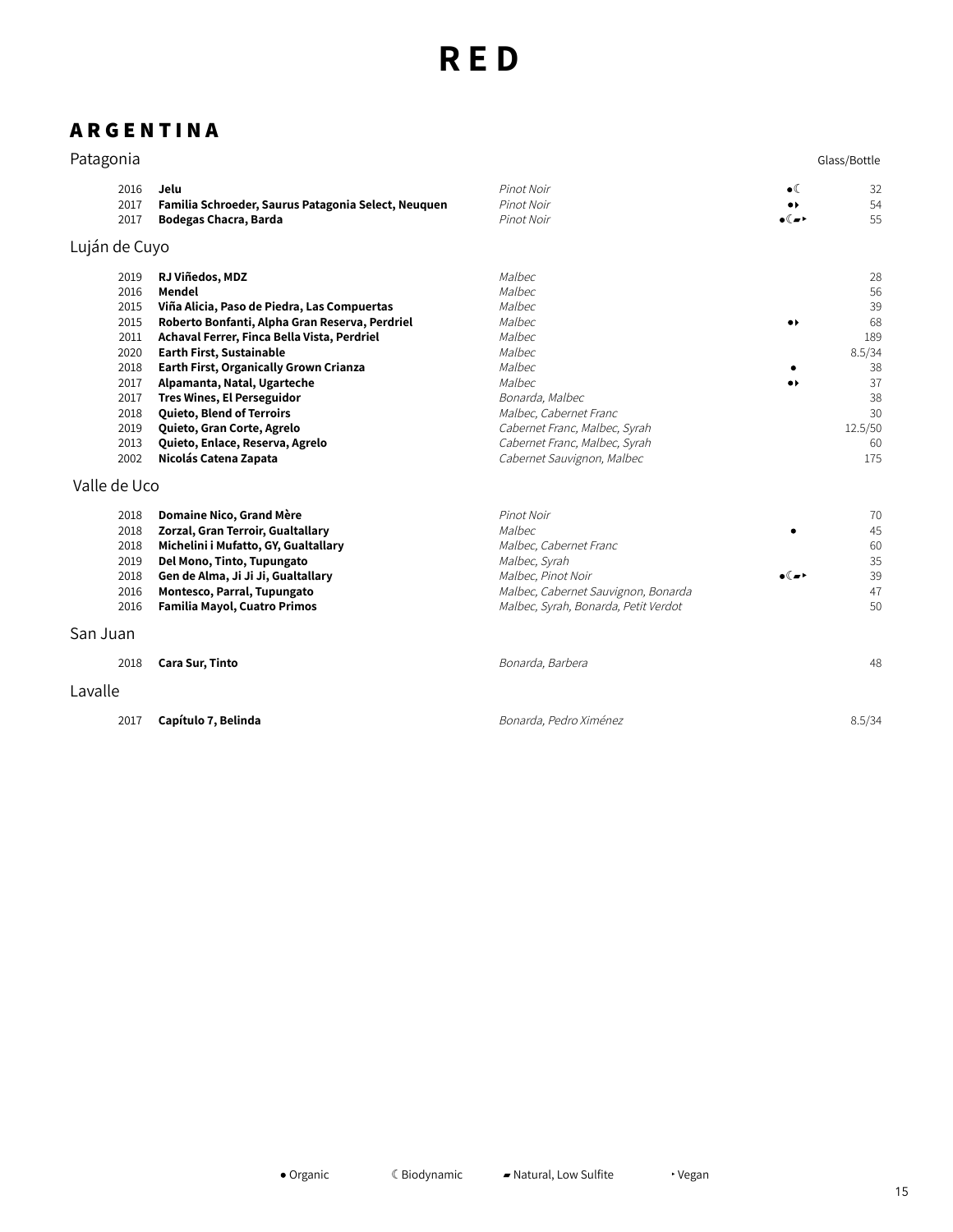# RED

## ARGENTINA

### Patagonia

| Vintage | Wine | Grape | | Glass/Bottle |
|---|---|---|---|---|
| 2016 | **Jelu** | *Pinot Noir* | ●☾ | 32 |
| 2017 | **Familia Schroeder, Saurus Patagonia Select, Neuquen** | *Pinot Noir* | ●‣ | 54 |
| 2017 | **Bodegas Chacra, Barda** | *Pinot Noir* | ●☾▰‣ | 55 |

### Luján de Cuyo

| Vintage | Wine | Grape | | Glass/Bottle |
|---|---|---|---|---|
| 2019 | **RJ Viñedos, MDZ** | *Malbec* | | 28 |
| 2016 | **Mendel** | *Malbec* | | 56 |
| 2015 | **Viña Alicia, Paso de Piedra, Las Compuertas** | *Malbec* | | 39 |
| 2015 | **Roberto Bonfanti, Alpha Gran Reserva, Perdriel** | *Malbec* | ●‣ | 68 |
| 2011 | **Achaval Ferrer, Finca Bella Vista, Perdriel** | *Malbec* | | 189 |
| 2020 | **Earth First, Sustainable** | *Malbec* | | 8.5/34 |
| 2018 | **Earth First, Organically Grown Crianza** | *Malbec* | ● | 38 |
| 2017 | **Alpamanta, Natal, Ugarteche** | *Malbec* | ●‣ | 37 |
| 2017 | **Tres Wines, El Perseguidor** | *Bonarda, Malbec* | | 38 |
| 2018 | **Quieto, Blend of Terroirs** | *Malbec, Cabernet Franc* | | 30 |
| 2019 | **Quieto, Gran Corte, Agrelo** | *Cabernet Franc, Malbec, Syrah* | | 12.5/50 |
| 2013 | **Quieto, Enlace, Reserva, Agrelo** | *Cabernet Franc, Malbec, Syrah* | | 60 |
| 2002 | **Nicolás Catena Zapata** | *Cabernet Sauvignon, Malbec* | | 175 |

### Valle de Uco

| Vintage | Wine | Grape | | Glass/Bottle |
|---|---|---|---|---|
| 2018 | **Domaine Nico, Grand Mère** | *Pinot Noir* | | 70 |
| 2018 | **Zorzal, Gran Terroir, Gualtallary** | *Malbec* | ● | 45 |
| 2018 | **Michelini i Mufatto, GY, Gualtallary** | *Malbec, Cabernet Franc* | | 60 |
| 2019 | **Del Mono, Tinto, Tupungato** | *Malbec, Syrah* | | 35 |
| 2018 | **Gen de Alma, Ji Ji Ji, Gualtallary** | *Malbec, Pinot Noir* | ●☾▰‣ | 39 |
| 2016 | **Montesco, Parral, Tupungato** | *Malbec, Cabernet Sauvignon, Bonarda* | | 47 |
| 2016 | **Familia Mayol, Cuatro Primos** | *Malbec, Syrah, Bonarda, Petit Verdot* | | 50 |

### San Juan

| Vintage | Wine | Grape | | Glass/Bottle |
|---|---|---|---|---|
| 2018 | **Cara Sur, Tinto** | *Bonarda, Barbera* | | 48 |

### Lavalle

| Vintage | Wine | Grape | | Glass/Bottle |
|---|---|---|---|---|
| 2017 | **Capítulo 7, Belinda** | *Bonarda, Pedro Ximénez* | | 8.5/34 |

● Organic ☾ Biodynamic ▰ Natural, Low Sulfite ‣ Vegan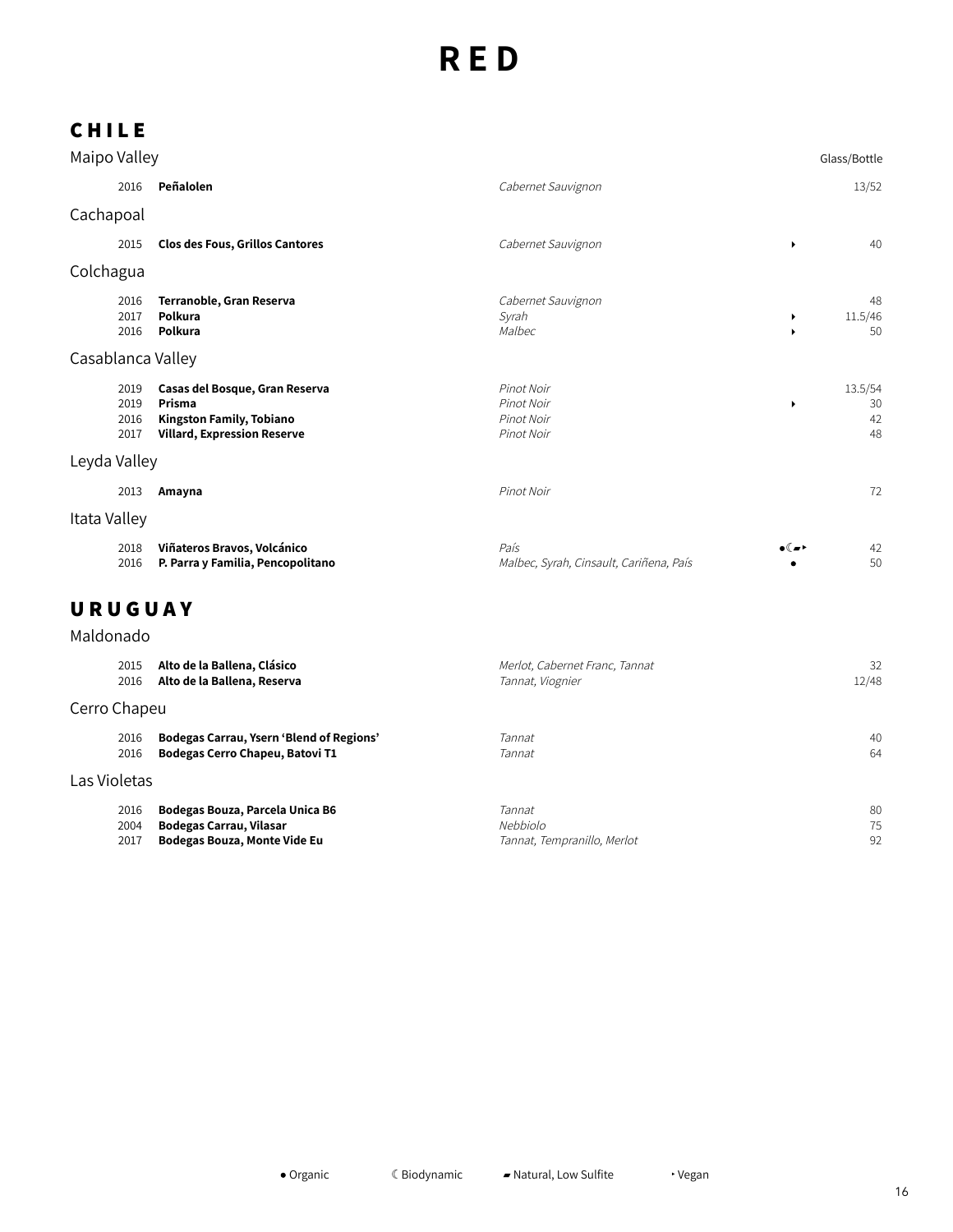# RED

## CHILE

### Maipo Valley

| Vintage | Wine | Grape | | Glass/Bottle |
|---|---|---|---|---|
| 2016 | **Peñalolen** | *Cabernet Sauvignon* | | 13/52 |

### Cachapoal

| Vintage | Wine | Grape | | Glass/Bottle |
|---|---|---|---|---|
| 2015 | **Clos des Fous, Grillos Cantores** | *Cabernet Sauvignon* | ‣ | 40 |

### Colchagua

| Vintage | Wine | Grape | | Glass/Bottle |
|---|---|---|---|---|
| 2016 | **Terranoble, Gran Reserva** | *Cabernet Sauvignon* | | 48 |
| 2017 | **Polkura** | *Syrah* | ‣ | 11.5/46 |
| 2016 | **Polkura** | *Malbec* | ‣ | 50 |

### Casablanca Valley

| Vintage | Wine | Grape | | Glass/Bottle |
|---|---|---|---|---|
| 2019 | **Casas del Bosque, Gran Reserva** | *Pinot Noir* | | 13.5/54 |
| 2019 | **Prisma** | *Pinot Noir* | ‣ | 30 |
| 2016 | **Kingston Family, Tobiano** | *Pinot Noir* | | 42 |
| 2017 | **Villard, Expression Reserve** | *Pinot Noir* | | 48 |

### Leyda Valley

| Vintage | Wine | Grape | | Glass/Bottle |
|---|---|---|---|---|
| 2013 | **Amayna** | *Pinot Noir* | | 72 |

### Itata Valley

| Vintage | Wine | Grape | | Glass/Bottle |
|---|---|---|---|---|
| 2018 | **Viñateros Bravos, Volcánico** | *País* | ●☾▰‣ | 42 |
| 2016 | **P. Parra y Familia, Pencopolitano** | *Malbec, Syrah, Cinsault, Cariñena, País* | ● | 50 |

## URUGUAY

### Maldonado

| Vintage | Wine | Grape | | Glass/Bottle |
|---|---|---|---|---|
| 2015 | **Alto de la Ballena, Clásico** | *Merlot, Cabernet Franc, Tannat* | | 32 |
| 2016 | **Alto de la Ballena, Reserva** | *Tannat, Viognier* | | 12/48 |

### Cerro Chapeu

| Vintage | Wine | Grape | | Glass/Bottle |
|---|---|---|---|---|
| 2016 | **Bodegas Carrau, Ysern 'Blend of Regions'** | *Tannat* | | 40 |
| 2016 | **Bodegas Cerro Chapeu, Batovi T1** | *Tannat* | | 64 |

### Las Violetas

| Vintage | Wine | Grape | | Glass/Bottle |
|---|---|---|---|---|
| 2016 | **Bodegas Bouza, Parcela Unica B6** | *Tannat* | | 80 |
| 2004 | **Bodegas Carrau, Vilasar** | *Nebbiolo* | | 75 |
| 2017 | **Bodegas Bouza, Monte Vide Eu** | *Tannat, Tempranillo, Merlot* | | 92 |

● Organic ☾ Biodynamic ▰ Natural, Low Sulfite ‣ Vegan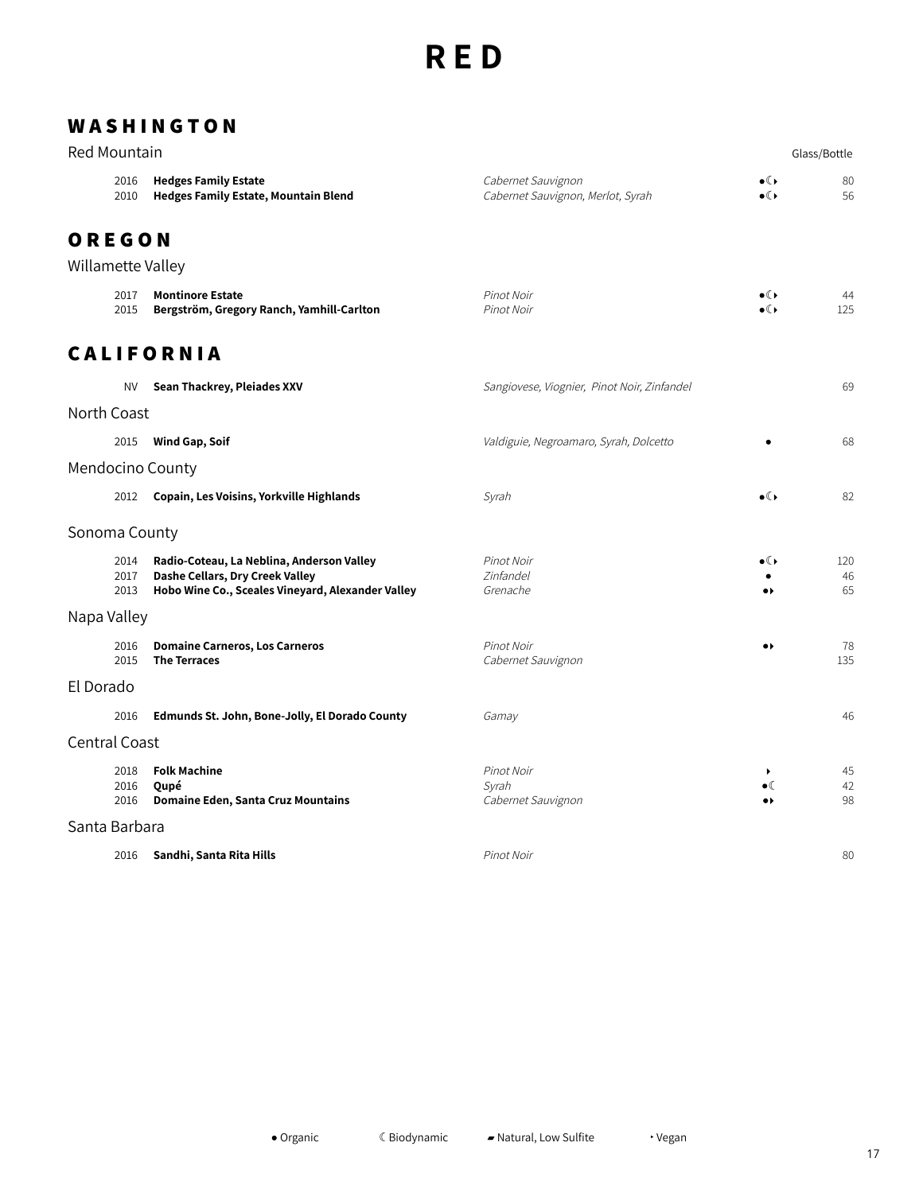# RED

## WASHINGTON

### Red Mountain

Glass/Bottle

| Year | Wine | Grape | Symbols | Price |
|---|---|---|---|---|
| 2016 | **Hedges Family Estate** | *Cabernet Sauvignon* | ●☾‣ | 80 |
| 2010 | **Hedges Family Estate, Mountain Blend** | *Cabernet Sauvignon, Merlot, Syrah* | ●☾‣ | 56 |

## OREGON

### Willamette Valley

| Year | Wine | Grape | Symbols | Price |
|---|---|---|---|---|
| 2017 | **Montinore Estate** | *Pinot Noir* | ●☾‣ | 44 |
| 2015 | **Bergström, Gregory Ranch, Yamhill-Carlton** | *Pinot Noir* | ●☾‣ | 125 |

## CALIFORNIA

| Year | Wine | Grape | Symbols | Price |
|---|---|---|---|---|
| NV | **Sean Thackrey, Pleiades XXV** | *Sangiovese, Viognier, Pinot Noir, Zinfandel* | | 69 |

### North Coast

| Year | Wine | Grape | Symbols | Price |
|---|---|---|---|---|
| 2015 | **Wind Gap, Soif** | *Valdiguie, Negroamaro, Syrah, Dolcetto* | ● | 68 |

### Mendocino County

| Year | Wine | Grape | Symbols | Price |
|---|---|---|---|---|
| 2012 | **Copain, Les Voisins, Yorkville Highlands** | *Syrah* | ●☾‣ | 82 |

### Sonoma County

| Year | Wine | Grape | Symbols | Price |
|---|---|---|---|---|
| 2014 | **Radio-Coteau, La Neblina, Anderson Valley** | *Pinot Noir* | ●☾‣ | 120 |
| 2017 | **Dashe Cellars, Dry Creek Valley** | *Zinfandel* | ● | 46 |
| 2013 | **Hobo Wine Co., Sceales Vineyard, Alexander Valley** | *Grenache* | ●‣ | 65 |

### Napa Valley

| Year | Wine | Grape | Symbols | Price |
|---|---|---|---|---|
| 2016 | **Domaine Carneros, Los Carneros** | *Pinot Noir* | ●‣ | 78 |
| 2015 | **The Terraces** | *Cabernet Sauvignon* | | 135 |

### El Dorado

| Year | Wine | Grape | Symbols | Price |
|---|---|---|---|---|
| 2016 | **Edmunds St. John, Bone-Jolly, El Dorado County** | *Gamay* | | 46 |

### Central Coast

| Year | Wine | Grape | Symbols | Price |
|---|---|---|---|---|
| 2018 | **Folk Machine** | *Pinot Noir* | ‣ | 45 |
| 2016 | **Qupé** | *Syrah* | ●☾ | 42 |
| 2016 | **Domaine Eden, Santa Cruz Mountains** | *Cabernet Sauvignon* | ●‣ | 98 |

### Santa Barbara

| Year | Wine | Grape | Symbols | Price |
|---|---|---|---|---|
| 2016 | **Sandhi, Santa Rita Hills** | *Pinot Noir* | | 80 |

● Organic ☾ Biodynamic ▰ Natural, Low Sulfite ‣ Vegan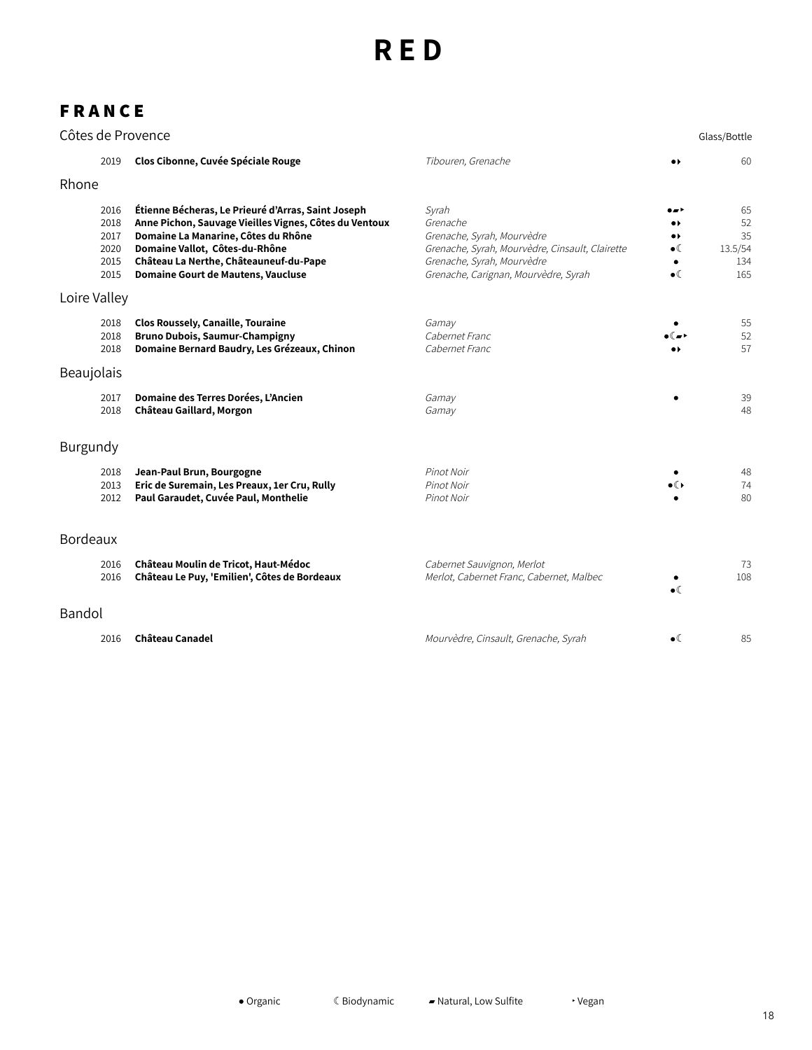# RED

## FRANCE

### Côtes de Provence

| Vintage | Wine | Grapes | | Glass/Bottle |
|---|---|---|---|---|
| 2019 | **Clos Cibonne, Cuvée Spéciale Rouge** | *Tibouren, Grenache* | ●‣ | 60 |

### Rhone

| Vintage | Wine | Grapes | | Glass/Bottle |
|---|---|---|---|---|
| 2016 | **Étienne Bécheras, Le Prieuré d'Arras, Saint Joseph** | *Syrah* | ●▰‣ | 65 |
| 2018 | **Anne Pichon, Sauvage Vieilles Vignes, Côtes du Ventoux** | *Grenache* | ●‣ | 52 |
| 2017 | **Domaine La Manarine, Côtes du Rhône** | *Grenache, Syrah, Mourvèdre* | ●‣ | 35 |
| 2020 | **Domaine Vallot, Côtes-du-Rhône** | *Grenache, Syrah, Mourvèdre, Cinsault, Clairette* | ●☾ | 13.5/54 |
| 2015 | **Château La Nerthe, Châteauneuf-du-Pape** | *Grenache, Syrah, Mourvèdre* | ● | 134 |
| 2015 | **Domaine Gourt de Mautens, Vaucluse** | *Grenache, Carignan, Mourvèdre, Syrah* | ●☾ | 165 |

### Loire Valley

| Vintage | Wine | Grapes | | Glass/Bottle |
|---|---|---|---|---|
| 2018 | **Clos Roussely, Canaille, Touraine** | *Gamay* | ● | 55 |
| 2018 | **Bruno Dubois, Saumur-Champigny** | *Cabernet Franc* | ●☾▰‣ | 52 |
| 2018 | **Domaine Bernard Baudry, Les Grézeaux, Chinon** | *Cabernet Franc* | ●‣ | 57 |

### Beaujolais

| Vintage | Wine | Grapes | | Glass/Bottle |
|---|---|---|---|---|
| 2017 | **Domaine des Terres Dorées, L'Ancien** | *Gamay* | ● | 39 |
| 2018 | **Château Gaillard, Morgon** | *Gamay* | | 48 |

### Burgundy

| Vintage | Wine | Grapes | | Glass/Bottle |
|---|---|---|---|---|
| 2018 | **Jean-Paul Brun, Bourgogne** | *Pinot Noir* | ● | 48 |
| 2013 | **Eric de Suremain, Les Preaux, 1er Cru, Rully** | *Pinot Noir* | ●☾‣ | 74 |
| 2012 | **Paul Garaudet, Cuvée Paul, Monthelie** | *Pinot Noir* | ● | 80 |

### Bordeaux

| Vintage | Wine | Grapes | | Glass/Bottle |
|---|---|---|---|---|
| 2016 | **Château Moulin de Tricot, Haut-Médoc** | *Cabernet Sauvignon, Merlot* | ● | 73 |
| 2016 | **Château Le Puy, 'Emilien', Côtes de Bordeaux** | *Merlot, Cabernet Franc, Cabernet, Malbec* | ●☾ | 108 |

### Bandol

| Vintage | Wine | Grapes | | Glass/Bottle |
|---|---|---|---|---|
| 2016 | **Château Canadel** | *Mourvèdre, Cinsault, Grenache, Syrah* | ●☾ | 85 |

● Organic ☾ Biodynamic ▰ Natural, Low Sulfite ‣ Vegan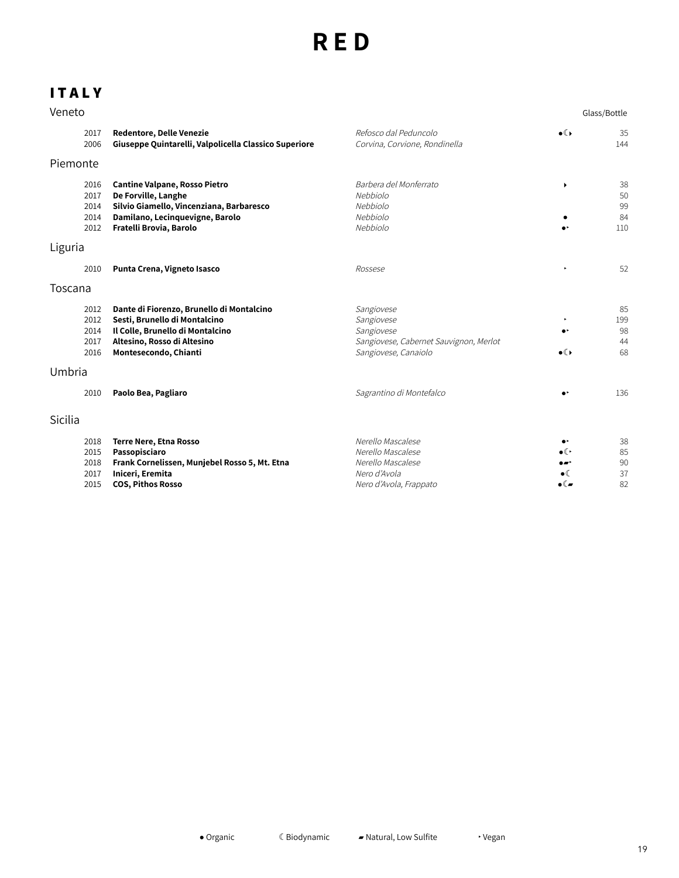# RED

## ITALY

### Veneto

| Year | Wine | Grape | | Glass/Bottle |
|---|---|---|---|---|
| 2017 | **Redentore, Delle Venezie** | *Refosco dal Peduncolo* | ●☾‣ | 35 |
| 2006 | **Giuseppe Quintarelli, Valpolicella Classico Superiore** | *Corvina, Corvione, Rondinella* | | 144 |

### Piemonte

| Year | Wine | Grape | | Glass/Bottle |
|---|---|---|---|---|
| 2016 | **Cantine Valpane, Rosso Pietro** | *Barbera del Monferrato* | ‣ | 38 |
| 2017 | **De Forville, Langhe** | *Nebbiolo* | | 50 |
| 2014 | **Silvio Giamello, Vincenziana, Barbaresco** | *Nebbiolo* | | 99 |
| 2014 | **Damilano, Lecinquevigne, Barolo** | *Nebbiolo* | ● | 84 |
| 2012 | **Fratelli Brovia, Barolo** | *Nebbiolo* | ●‣ | 110 |

### Liguria

| Year | Wine | Grape | | Glass/Bottle |
|---|---|---|---|---|
| 2010 | **Punta Crena, Vigneto Isasco** | *Rossese* | ‣ | 52 |

### Toscana

| Year | Wine | Grape | | Glass/Bottle |
|---|---|---|---|---|
| 2012 | **Dante di Fiorenzo, Brunello di Montalcino** | *Sangiovese* | | 85 |
| 2012 | **Sesti, Brunello di Montalcino** | *Sangiovese* | ‣ | 199 |
| 2014 | **Il Colle, Brunello di Montalcino** | *Sangiovese* | ●‣ | 98 |
| 2017 | **Altesino, Rosso di Altesino** | *Sangiovese, Cabernet Sauvignon, Merlot* | | 44 |
| 2016 | **Montesecondo, Chianti** | *Sangiovese, Canaiolo* | ●☾‣ | 68 |

### Umbria

| Year | Wine | Grape | | Glass/Bottle |
|---|---|---|---|---|
| 2010 | **Paolo Bea, Pagliaro** | *Sagrantino di Montefalco* | ●‣ | 136 |

### Sicilia

| Year | Wine | Grape | | Glass/Bottle |
|---|---|---|---|---|
| 2018 | **Terre Nere, Etna Rosso** | *Nerello Mascalese* | ●‣ | 38 |
| 2015 | **Passopisciaro** | *Nerello Mascalese* | ●☾‣ | 85 |
| 2018 | **Frank Cornelissen, Munjebel Rosso 5, Mt. Etna** | *Nerello Mascalese* | ●▰‣ | 90 |
| 2017 | **Iniceri, Eremita** | *Nero d'Avola* | ●☾ | 37 |
| 2015 | **COS, Pithos Rosso** | *Nero d'Avola, Frappato* | ●☾▰ | 82 |

● Organic ☾ Biodynamic ▰ Natural, Low Sulfite ‣ Vegan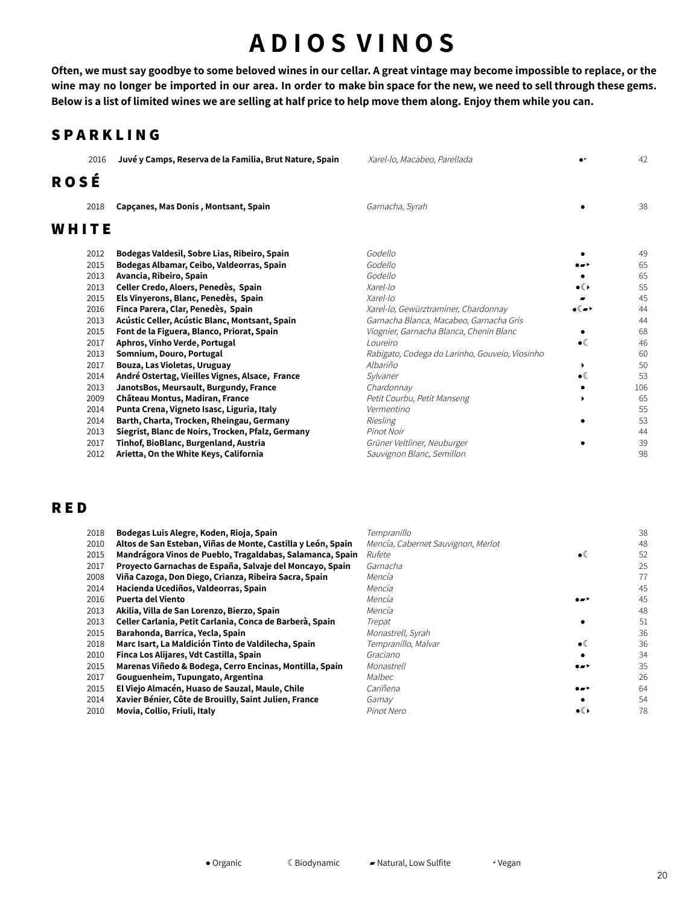# ADIOS VINOS

**Often, we must say goodbye to some beloved wines in our cellar. A great vintage may become impossible to replace, or the wine may no longer be imported in our area. In order to make bin space for the new, we need to sell through these gems. Below is a list of limited wines we are selling at half price to help move them along. Enjoy them while you can.**

## SPARKLING

| | | | | |
|---|---|---|---|---|
| 2016 | **Juvé y Camps, Reserva de la Familia, Brut Nature, Spain** | *Xarel-lo, Macabeo, Parellada* | ●‣ | 42 |

## ROSÉ

| | | | | |
|---|---|---|---|---|
| 2018 | **Capçanes, Mas Donis , Montsant, Spain** | *Garnacha, Syrah* | ● | 38 |

## WHITE

| | | | | |
|---|---|---|---|---|
| 2012 | **Bodegas Valdesil, Sobre Lias, Ribeiro, Spain** | *Godello* | ● | 49 |
| 2015 | **Bodegas Albamar, Ceibo, Valdeorras, Spain** | *Godello* | ●▰‣ | 65 |
| 2013 | **Avancia, Ribeiro, Spain** | *Godello* | ● | 65 |
| 2013 | **Celler Credo, Aloers, Penedès, Spain** | *Xarel-lo* | ●☾‣ | 55 |
| 2015 | **Els Vinyerons, Blanc, Penedès, Spain** | *Xarel-lo* | ▰ | 45 |
| 2016 | **Finca Parera, Clar, Penedès, Spain** | *Xarel-lo, Gewürztraminer, Chardonnay* | ●☾▰‣ | 44 |
| 2013 | **Acústic Celler, Acústic Blanc, Montsant, Spain** | *Garnacha Blanca, Macabeo, Garnacha Gris* | | 44 |
| 2015 | **Font de la Figuera, Blanco, Priorat, Spain** | *Viognier, Garnacha Blanca, Chenin Blanc* | ● | 68 |
| 2017 | **Aphros, Vinho Verde, Portugal** | *Loureiro* | ●☾ | 46 |
| 2013 | **Somnium, Douro, Portugal** | *Rabigato, Codega do Larinho, Gouveio, Viosinho* | | 60 |
| 2017 | **Bouza, Las Violetas, Uruguay** | *Albariño* | ‣ | 50 |
| 2014 | **André Ostertag, Vieilles Vignes, Alsace, France** | *Sylvaner* | ●☾ | 53 |
| 2013 | **JanotsBos, Meursault, Burgundy, France** | *Chardonnay* | ● | 106 |
| 2009 | **Château Montus, Madiran, France** | *Petit Courbu, Petit Manseng* | ‣ | 65 |
| 2014 | **Punta Crena, Vigneto Isasc, Liguria, Italy** | *Vermentino* | | 55 |
| 2014 | **Barth, Charta, Trocken, Rheingau, Germany** | *Riesling* | ● | 53 |
| 2013 | **Siegrist, Blanc de Noirs, Trocken, Pfalz, Germany** | *Pinot Noir* | | 44 |
| 2017 | **Tinhof, BioBlanc, Burgenland, Austria** | *Grüner Veltliner, Neuburger* | ● | 39 |
| 2012 | **Arietta, On the White Keys, California** | *Sauvignon Blanc, Semillon* | | 98 |

## RED

| | | | | |
|---|---|---|---|---|
| 2018 | **Bodegas Luis Alegre, Koden, Rioja, Spain** | *Tempranillo* | | 38 |
| 2010 | **Altos de San Esteban, Viñas de Monte, Castilla y León, Spain** | *Mencía, Cabernet Sauvignon, Merlot* | | 48 |
| 2015 | **Mandrágora Vinos de Pueblo, Tragaldabas, Salamanca, Spain** | *Rufete* | ●☾ | 52 |
| 2017 | **Proyecto Garnachas de España, Salvaje del Moncayo, Spain** | *Garnacha* | | 25 |
| 2008 | **Viña Cazoga, Don Diego, Crianza, Ribeira Sacra, Spain** | *Mencía* | | 77 |
| 2014 | **Hacienda Ucediños, Valdeorras, Spain** | *Mencía* | | 45 |
| 2016 | **Puerta del Viento** | *Mencía* | ●▰‣ | 45 |
| 2013 | **Akilia, Villa de San Lorenzo, Bierzo, Spain** | *Mencía* | | 48 |
| 2013 | **Celler Carlania, Petit Carlania, Conca de Barberà, Spain** | *Trepat* | ● | 51 |
| 2015 | **Barahonda, Barrica, Yecla, Spain** | *Monastrell, Syrah* | | 36 |
| 2018 | **Marc Isart, La Maldición Tinto de Valdilecha, Spain** | *Tempranillo, Malvar* | ●☾ | 36 |
| 2010 | **Finca Los Alijares, Vdt Castilla, Spain** | *Graciano* | ● | 34 |
| 2015 | **Marenas Viñedo & Bodega, Cerro Encinas, Montilla, Spain** | *Monastrell* | ●▰‣ | 35 |
| 2017 | **Gouguenheim, Tupungato, Argentina** | *Malbec* | | 26 |
| 2015 | **El Viejo Almacén, Huaso de Sauzal, Maule, Chile** | *Cariñena* | ●▰‣ | 64 |
| 2014 | **Xavier Bénier, Côte de Brouilly, Saint Julien, France** | *Gamay* | ● | 54 |
| 2010 | **Movia, Collio, Friuli, Italy** | *Pinot Nero* | ●☾‣ | 78 |

● Organic ☾ Biodynamic ▰ Natural, Low Sulfite ‣ Vegan